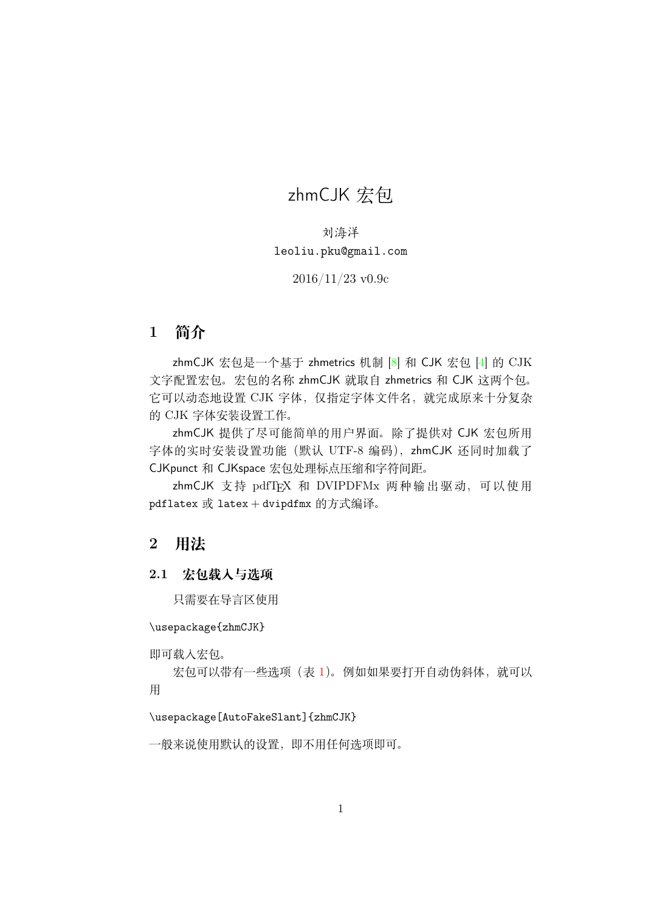# zhmCJK 宏包

刘海洋

leoliu.pku@gmail.com

2016/11/23 v0.9c

## 1 简介

zhmCJK 宏包是一个基于 zhmetrics 机制 [8] 和 CJK 宏包 [4] 的 CJK 文字配置宏包。宏包的名称 zhmCJK 就取自 zhmetrics 和 CJK 这两个包。它可以动态地设置 CJK 字体，仅指定字体文件名，就完成原来十分复杂的 CJK 字体安装设置工作。

zhmCJK 提供了尽可能简单的用户界面。除了提供对 CJK 宏包所用字体的实时安装设置功能（默认 UTF-8 编码），zhmCJK 还同时加载了 CJKpunct 和 CJKspace 宏包处理标点压缩和字符间距。

zhmCJK 支持 pdfTEX 和 DVIPDFMx 两种输出驱动，可以使用 pdflatex 或 latex + dvipdfmx 的方式编译。

## 2 用法

### 2.1 宏包载入与选项

只需要在导言区使用

```
\usepackage{zhmCJK}
```

即可载入宏包。

宏包可以带有一些选项（表 1）。例如如果要打开自动伪斜体，就可以用

```
\usepackage[AutoFakeSlant]{zhmCJK}
```

一般来说使用默认的设置，即不用任何选项即可。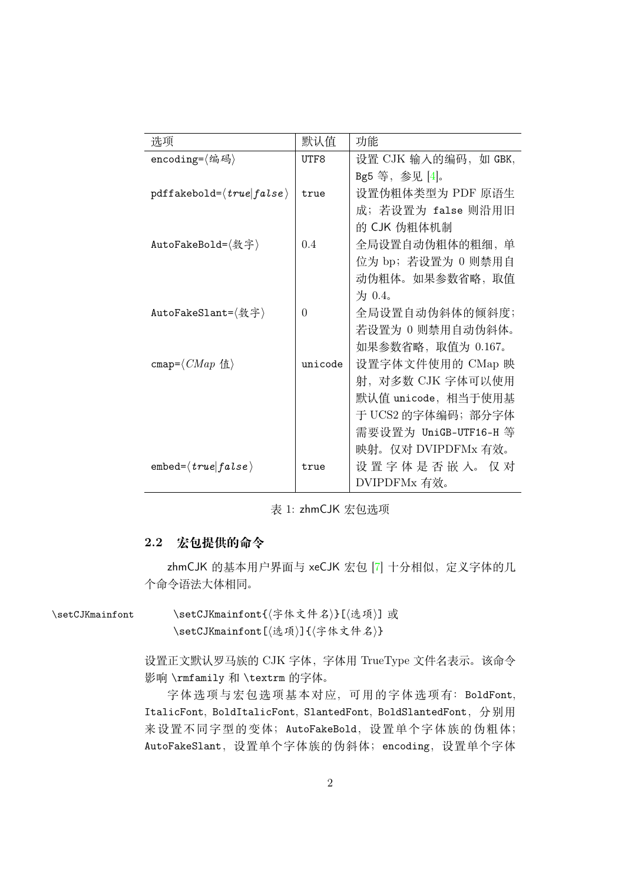| 选项 | 默认值 | 功能 |
| --- | --- | --- |
| encoding=⟨编码⟩ | UTF8 | 设置 CJK 输入的编码，如 GBK, Bg5 等，参见 [4]。 |
| pdffakebold=⟨*true*\|*false*⟩ | true | 设置伪粗体类型为 PDF 原语生成；若设置为 false 则沿用旧的 CJK 伪粗体机制 |
| AutoFakeBold=⟨数字⟩ | 0.4 | 全局设置自动伪粗体的粗细，单位为 bp；若设置为 0 则禁用自动伪粗体。如果参数省略，取值为 0.4。 |
| AutoFakeSlant=⟨数字⟩ | 0 | 全局设置自动伪斜体的倾斜度；若设置为 0 则禁用自动伪斜体。如果参数省略，取值为 0.167。 |
| cmap=⟨*CMap* 值⟩ | unicode | 设置字体文件使用的 CMap 映射，对多数 CJK 字体可以使用默认值 unicode，相当于使用基于 UCS2 的字体编码；部分字体需要设置为 UniGB-UTF16-H 等映射。仅对 DVIPDFMx 有效。 |
| embed=⟨*true*\|*false*⟩ | true | 设置字体是否嵌入。仅对 DVIPDFMx 有效。 |

表 1: zhmCJK 宏包选项

### 2.2 宏包提供的命令

zhmCJK 的基本用户界面与 xeCJK 宏包 [7] 十分相似，定义字体的几个命令语法大体相同。

\setCJKmainfont

```
\setCJKmainfont{⟨字体文件名⟩}[⟨选项⟩] 或
\setCJKmainfont[⟨选项⟩]{⟨字体文件名⟩}
```

设置正文默认罗马族的 CJK 字体，字体用 TrueType 文件名表示。该命令影响 \rmfamily 和 \textrm 的字体。

字体选项与宏包选项基本对应，可用的字体选项有：BoldFont, ItalicFont, BoldItalicFont, SlantedFont, BoldSlantedFont，分别用来设置不同字型的变体；AutoFakeBold，设置单个字体族的伪粗体；AutoFakeSlant，设置单个字体族的伪斜体；encoding，设置单个字体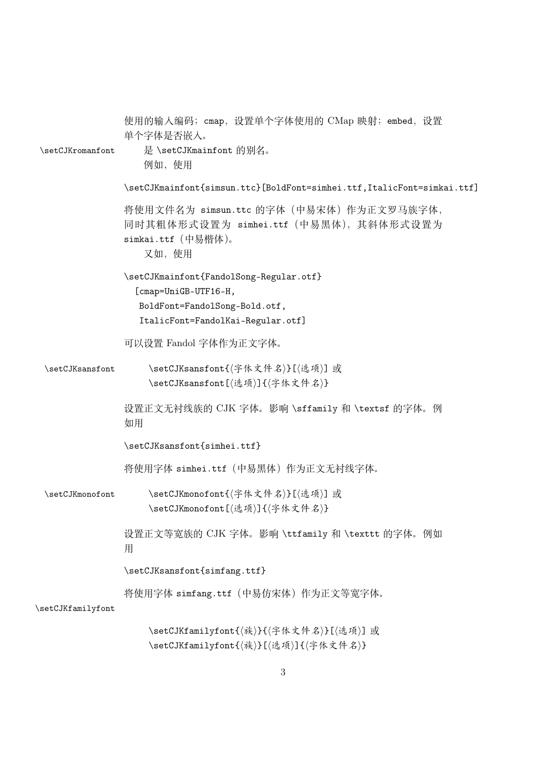使用的输入编码；cmap，设置单个字体使用的 CMap 映射；embed，设置单个字体是否嵌入。

`\setCJKromanfont`

是 `\setCJKmainfont` 的别名。

例如，使用

```
\setCJKmainfont{simsun.ttc}[BoldFont=simhei.ttf,ItalicFont=simkai.ttf]
```

将使用文件名为 simsun.ttc 的字体（中易宋体）作为正文罗马族字体，同时其粗体形式设置为 simhei.ttf（中易黑体），其斜体形式设置为 simkai.ttf（中易楷体）。

又如，使用

```
\setCJKmainfont{FandolSong-Regular.otf}
  [cmap=UniGB-UTF16-H,
   BoldFont=FandolSong-Bold.otf,
   ItalicFont=FandolKai-Regular.otf]
```

可以设置 Fandol 字体作为正文字体。

`\setCJKsansfont`

```
\setCJKsansfont{⟨字体文件名⟩}[⟨选项⟩] 或
\setCJKsansfont[⟨选项⟩]{⟨字体文件名⟩}
```

设置正文无衬线族的 CJK 字体。影响 `\sffamily` 和 `\textsf` 的字体。例如用

```
\setCJKsansfont{simhei.ttf}
```

将使用字体 simhei.ttf（中易黑体）作为正文无衬线字体。

`\setCJKmonofont`

```
\setCJKmonofont{⟨字体文件名⟩}[⟨选项⟩] 或
\setCJKmonofont[⟨选项⟩]{⟨字体文件名⟩}
```

设置正文等宽族的 CJK 字体。影响 `\ttfamily` 和 `\texttt` 的字体。例如用

```
\setCJKsansfont{simfang.ttf}
```

将使用字体 simfang.ttf（中易仿宋体）作为正文等宽字体。

`\setCJKfamilyfont`

```
\setCJKfamilyfont{⟨族⟩}{⟨字体文件名⟩}[⟨选项⟩] 或
\setCJKfamilyfont{⟨族⟩}[⟨选项⟩]{⟨字体文件名⟩}
```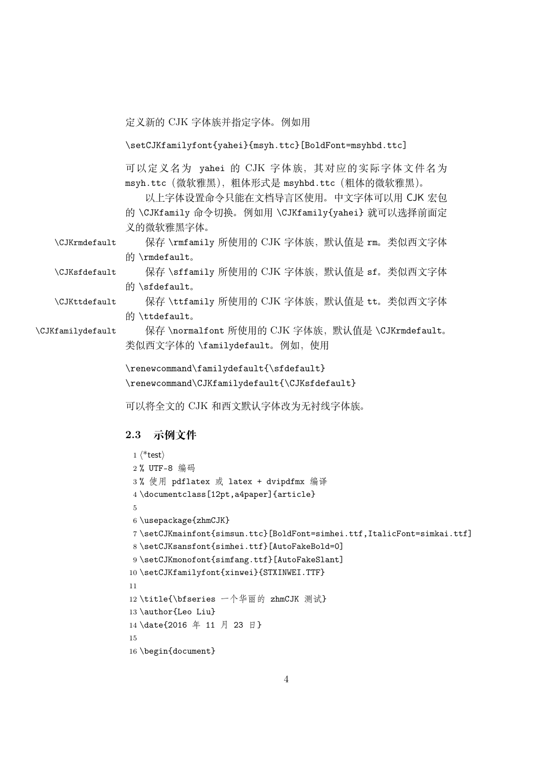定义新的 CJK 字体族并指定字体。例如用

```
\setCJKfamilyfont{yahei}{msyh.ttc}[BoldFont=msyhbd.ttc]
```

可以定义名为 yahei 的 CJK 字体族，其对应的实际字体文件名为 msyh.ttc（微软雅黑），粗体形式是 msyhbd.ttc（粗体的微软雅黑）。

以上字体设置命令只能在文档导言区使用。中文字体可以用 CJK 宏包的 \CJKfamily 命令切换。例如用 \CJKfamily{yahei} 就可以选择前面定义的微软雅黑字体。

\CJKrmdefault 保存 \rmfamily 所使用的 CJK 字体族，默认值是 rm。类似西文字体的 \rmdefault。

\CJKsfdefault 保存 \sffamily 所使用的 CJK 字体族，默认值是 sf。类似西文字体的 \sfdefault。

\CJKttdefault 保存 \ttfamily 所使用的 CJK 字体族，默认值是 tt。类似西文字体的 \ttdefault。

\CJKfamilydefault 保存 \normalfont 所使用的 CJK 字体族，默认值是 \CJKrmdefault。类似西文字体的 \familydefault。例如，使用

```
\renewcommand\familydefault{\sfdefault}
\renewcommand\CJKfamilydefault{\CJKsfdefault}
```

可以将全文的 CJK 和西文默认字体改为无衬线字体族。

## 2.3 示例文件

```
1 <*test>
2 % UTF-8 编码
3 % 使用 pdflatex 或 latex + dvipdfmx 编译
4 \documentclass[12pt,a4paper]{article}
5
6 \usepackage{zhmCJK}
7 \setCJKmainfont{simsun.ttc}[BoldFont=simhei.ttf,ItalicFont=simkai.ttf]
8 \setCJKsansfont{simhei.ttf}[AutoFakeBold=0]
9 \setCJKmonofont{simfang.ttf}[AutoFakeSlant]
10 \setCJKfamilyfont{xinwei}{STXINWEI.TTF}
11
12 \title{\bfseries 一个华丽的 zhmCJK 测试}
13 \author{Leo Liu}
14 \date{2016 年 11 月 23 日}
15
16 \begin{document}
```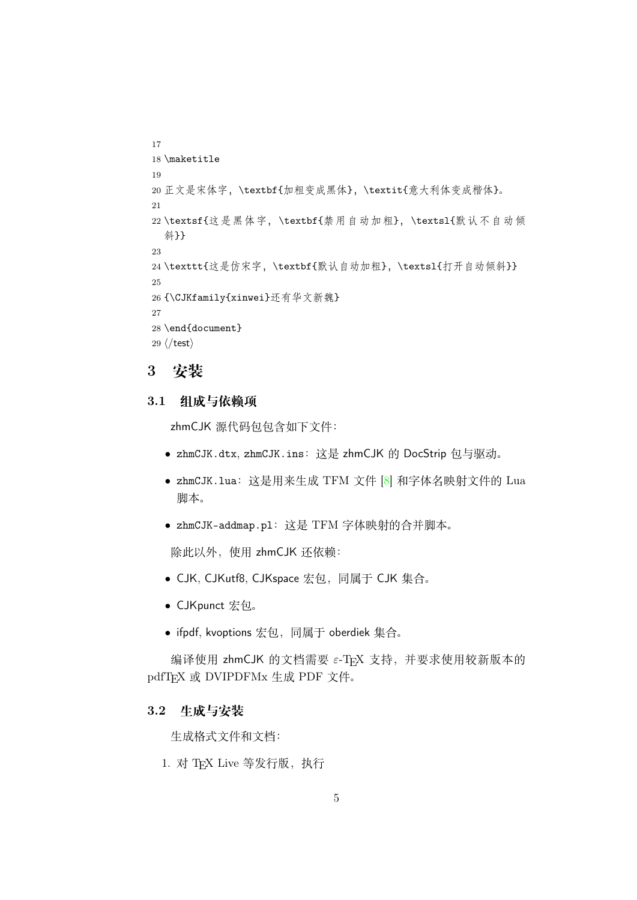```
17
18 \maketitle
19
20 正文是宋体字，\textbf{加粗变成黑体}，\textit{意大利体变成楷体}。
21
22 \textsf{这是黑体字，\textbf{禁用自动加粗}，\textsl{默认不自动倾
   斜}}
23
24 \texttt{这是仿宋字，\textbf{默认自动加粗}，\textsl{打开自动倾斜}}
25
26 {\CJKfamily{xinwei}还有华文新魏}
27
28 \end{document}
29 ⟨/test⟩
```

# 3 安装

## 3.1 组成与依赖项

zhmCJK 源代码包包含如下文件：

- zhmCJK.dtx, zhmCJK.ins：这是 zhmCJK 的 DocStrip 包与驱动。
- zhmCJK.lua：这是用来生成 TFM 文件 [8] 和字体名映射文件的 Lua 脚本。
- zhmCJK-addmap.pl：这是 TFM 字体映射的合并脚本。

除此以外，使用 zhmCJK 还依赖：

- CJK, CJKutf8, CJKspace 宏包，同属于 CJK 集合。
- CJKpunct 宏包。
- ifpdf, kvoptions 宏包，同属于 oberdiek 集合。

编译使用 zhmCJK 的文档需要 $\varepsilon$-TEX 支持，并要求使用较新版本的 pdfTEX 或 DVIPDFMx 生成 PDF 文件。

## 3.2 生成与安装

生成格式文件和文档：

1. 对 TEX Live 等发行版，执行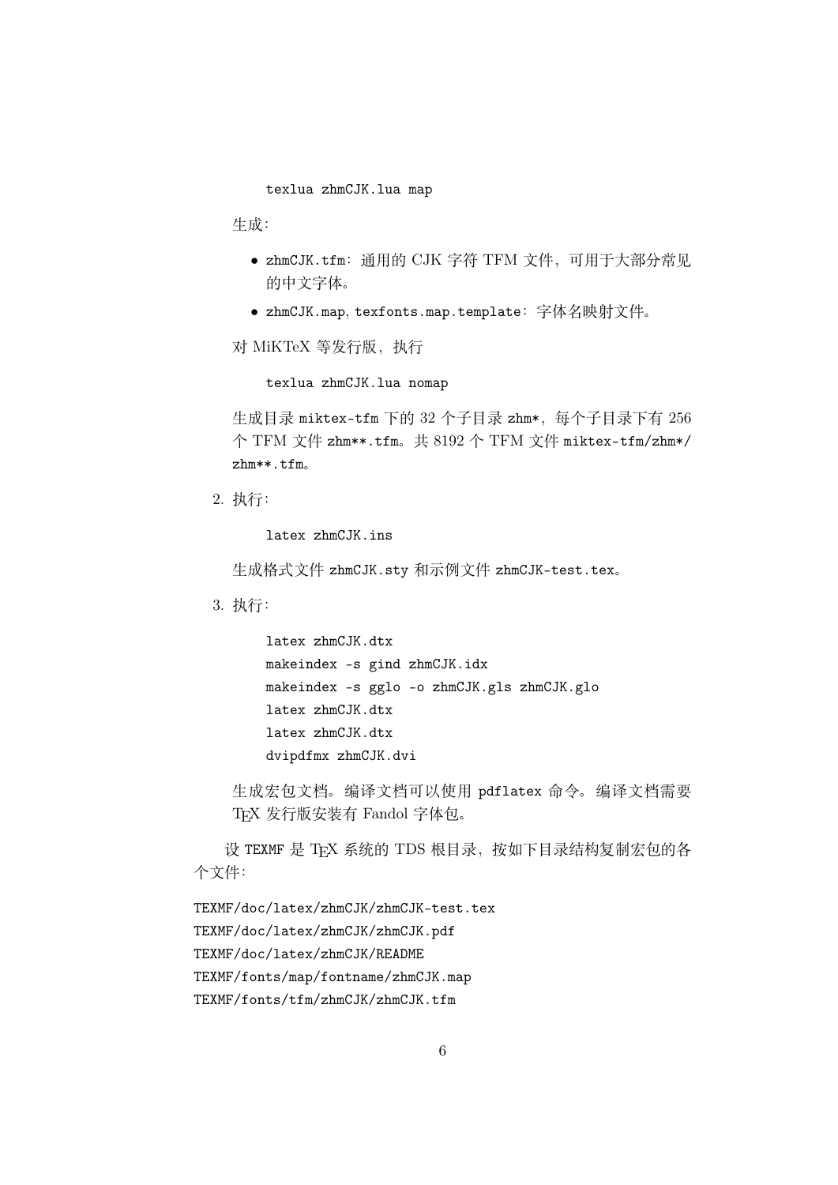```
texlua zhmCJK.lua map
```

生成：

- zhmCJK.tfm：通用的 CJK 字符 TFM 文件，可用于大部分常见的中文字体。
- zhmCJK.map, texfonts.map.template：字体名映射文件。

对 MiKTeX 等发行版，执行

```
texlua zhmCJK.lua nomap
```

生成目录 miktex-tfm 下的 32 个子目录 zhm*，每个子目录下有 256 个 TFM 文件 zhm**.tfm。共 8192 个 TFM 文件 miktex-tfm/zhm*/zhm**.tfm。

2. 执行：

```
latex zhmCJK.ins
```

生成格式文件 zhmCJK.sty 和示例文件 zhmCJK-test.tex。

3. 执行：

```
latex zhmCJK.dtx
makeindex -s gind zhmCJK.idx
makeindex -s gglo -o zhmCJK.gls zhmCJK.glo
latex zhmCJK.dtx
latex zhmCJK.dtx
dvipdfmx zhmCJK.dvi
```

生成宏包文档。编译文档可以使用 pdflatex 命令。编译文档需要 TeX 发行版安装有 Fandol 字体包。

设 TEXMF 是 TeX 系统的 TDS 根目录，按如下目录结构复制宏包的各个文件：

```
TEXMF/doc/latex/zhmCJK/zhmCJK-test.tex
TEXMF/doc/latex/zhmCJK/zhmCJK.pdf
TEXMF/doc/latex/zhmCJK/README
TEXMF/fonts/map/fontname/zhmCJK.map
TEXMF/fonts/tfm/zhmCJK/zhmCJK.tfm
```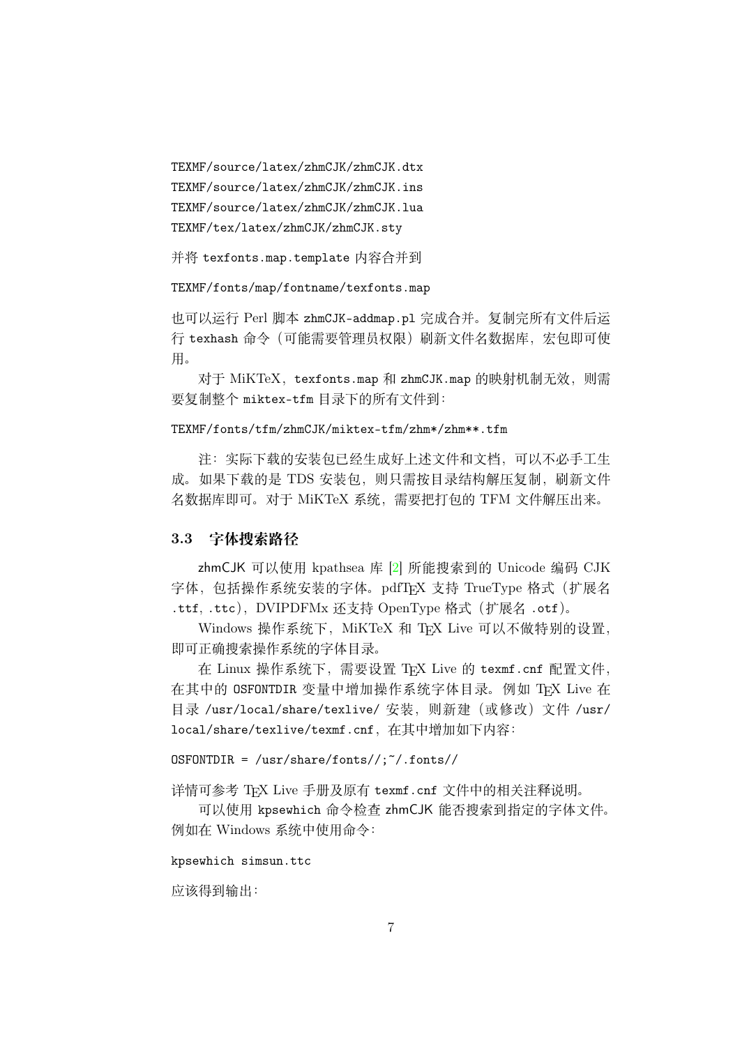```
TEXMF/source/latex/zhmCJK/zhmCJK.dtx
TEXMF/source/latex/zhmCJK/zhmCJK.ins
TEXMF/source/latex/zhmCJK/zhmCJK.lua
TEXMF/tex/latex/zhmCJK/zhmCJK.sty
```

并将 `texfonts.map.template` 内容合并到

```
TEXMF/fonts/map/fontname/texfonts.map
```

也可以运行 Perl 脚本 `zhmCJK-addmap.pl` 完成合并。复制完所有文件后运行 `texhash` 命令（可能需要管理员权限）刷新文件名数据库，宏包即可使用。

对于 MiKTeX，`texfonts.map` 和 `zhmCJK.map` 的映射机制无效，则需要复制整个 `miktex-tfm` 目录下的所有文件到：

```
TEXMF/fonts/tfm/zhmCJK/miktex-tfm/zhm*/zhm**.tfm
```

注：实际下载的安装包已经生成好上述文件和文档，可以不必手工生成。如果下载的是 TDS 安装包，则只需按目录结构解压复制，刷新文件名数据库即可。对于 MiKTeX 系统，需要把打包的 TFM 文件解压出来。

### 3.3 字体搜索路径

zhmCJK 可以使用 kpathsea 库 [2] 所能搜索到的 Unicode 编码 CJK 字体，包括操作系统安装的字体。pdfTeX 支持 TrueType 格式（扩展名 `.ttf`, `.ttc`），DVIPDFMx 还支持 OpenType 格式（扩展名 `.otf`）。

Windows 操作系统下，MiKTeX 和 TeX Live 可以不做特别的设置，即可正确搜索操作系统的字体目录。

在 Linux 操作系统下，需要设置 TeX Live 的 `texmf.cnf` 配置文件，在其中的 `OSFONTDIR` 变量中增加操作系统字体目录。例如 TeX Live 在目录 `/usr/local/share/texlive/` 安装，则新建（或修改）文件 `/usr/local/share/texlive/texmf.cnf`，在其中增加如下内容：

```
OSFONTDIR = /usr/share/fonts//;~/.fonts//
```

详情可参考 TeX Live 手册及原有 `texmf.cnf` 文件中的相关注释说明。

可以使用 `kpsewhich` 命令检查 zhmCJK 能否搜索到指定的字体文件。例如在 Windows 系统中使用命令：

```
kpsewhich simsun.ttc
```

应该得到输出：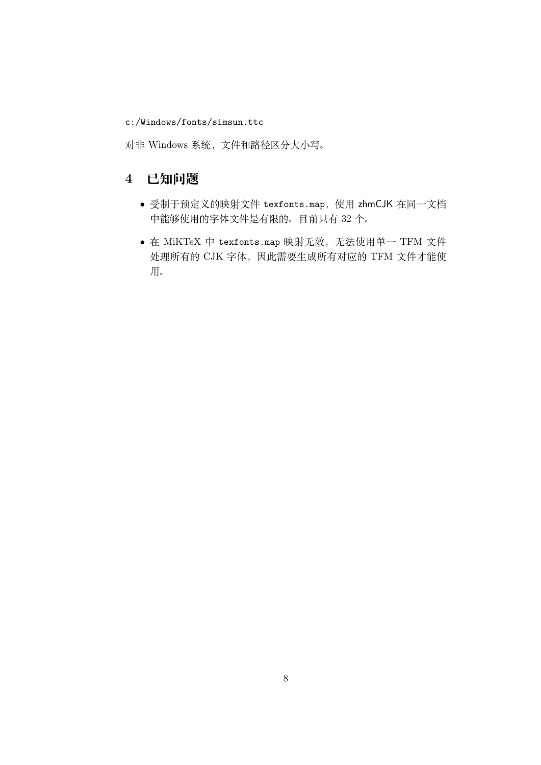```
c:/Windows/fonts/simsun.ttc
```

对非 Windows 系统，文件和路径区分大小写。

## 4 已知问题

- 受制于预定义的映射文件 `texfonts.map`，使用 zhmCJK 在同一文档中能够使用的字体文件是有限的。目前只有 32 个。
- 在 MiKTeX 中 `texfonts.map` 映射无效，无法使用单一 TFM 文件处理所有的 CJK 字体，因此需要生成所有对应的 TFM 文件才能使用。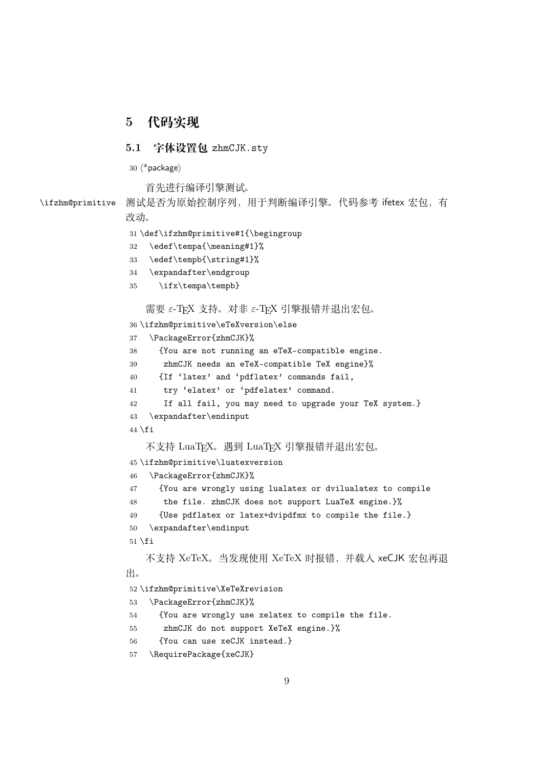## 5 代码实现

### 5.1 字体设置包 zhmCJK.sty

```
30 ⟨*package⟩
```

首先进行编译引擎测试。

\ifzhm@primitive 测试是否为原始控制序列，用于判断编译引擎。代码参考 ifetex 宏包，有改动。

```
31 \def\ifzhm@primitive#1{\begingroup
32   \edef\tempa{\meaning#1}%
33   \edef\tempb{\string#1}%
34   \expandafter\endgroup
35     \ifx\tempa\tempb}
```

需要 $\varepsilon$-TEX 支持。对非 $\varepsilon$-TEX 引擎报错并退出宏包。

```
36 \ifzhm@primitive\eTeXversion\else
37   \PackageError{zhmCJK}%
38     {You are not running an eTeX-compatible engine.
39      zhmCJK needs an eTeX-compatible TeX engine}%
40     {If ‘latex’ and ‘pdflatex’ commands fail,
41      try ‘elatex’ or ‘pdfelatex’ command.
42      If all fail, you may need to upgrade your TeX system.}
43   \expandafter\endinput
44 \fi
```

不支持 LuaTEX。遇到 LuaTEX 引擎报错并退出宏包。

```
45 \ifzhm@primitive\luatexversion
46   \PackageError{zhmCJK}%
47     {You are wrongly using lualatex or dvilualatex to compile
48      the file. zhmCJK does not support LuaTeX engine.}%
49     {Use pdflatex or latex+dvipdfmx to compile the file.}
50   \expandafter\endinput
51 \fi
```

不支持 XeTeX。当发现使用 XeTeX 时报错，并载入 xeCJK 宏包再退出。

```
52 \ifzhm@primitive\XeTeXrevision
53   \PackageError{zhmCJK}%
54     {You are wrongly use xelatex to compile the file.
55      zhmCJK do not support XeTeX engine.}%
56     {You can use xeCJK instead.}
57   \RequirePackage{xeCJK}
```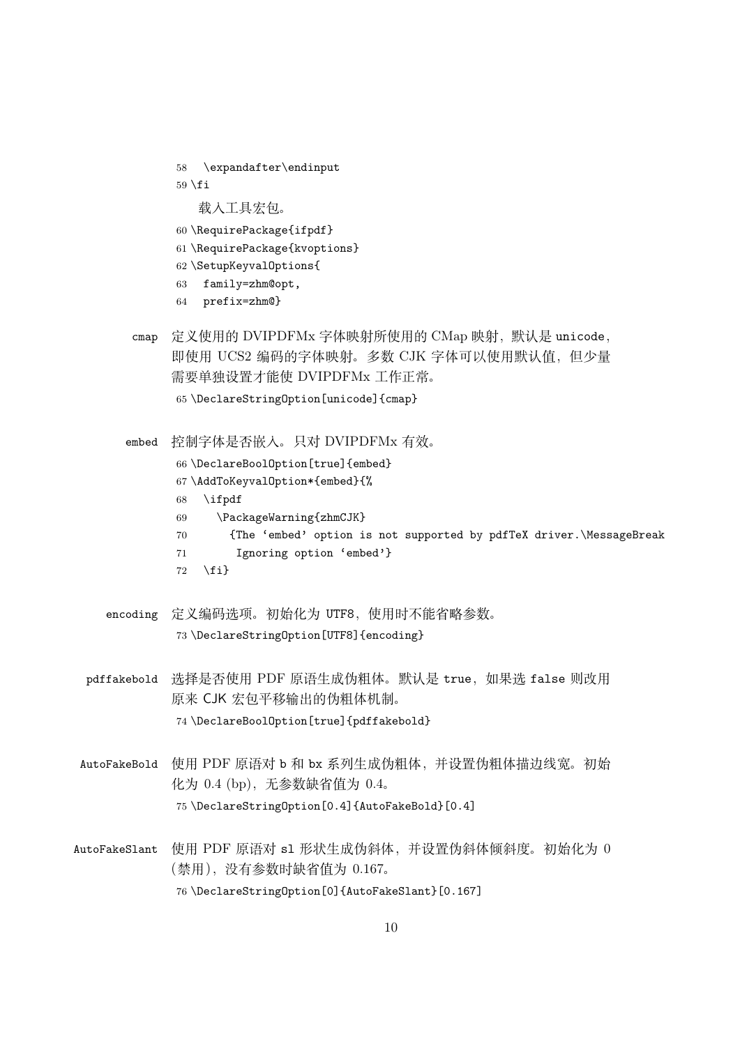```
58   \expandafter\endinput
59 \fi
```

载入工具宏包。

```
60 \RequirePackage{ifpdf}
61 \RequirePackage{kvoptions}
62 \SetupKeyvalOptions{
63   family=zhm@opt,
64   prefix=zhm@}
```

`cmap` 定义使用的 DVIPDFMx 字体映射所使用的 CMap 映射，默认是 `unicode`，即使用 UCS2 编码的字体映射。多数 CJK 字体可以使用默认值，但少量需要单独设置才能使 DVIPDFMx 工作正常。

```
65 \DeclareStringOption[unicode]{cmap}
```

`embed` 控制字体是否嵌入。只对 DVIPDFMx 有效。

```
66 \DeclareBoolOption[true]{embed}
67 \AddToKeyvalOption*{embed}{%
68   \ifpdf
69     \PackageWarning{zhmCJK}
70       {The 'embed' option is not supported by pdfTeX driver.\MessageBreak
71        Ignoring option 'embed'}
72   \fi}
```

`encoding` 定义编码选项。初始化为 `UTF8`，使用时不能省略参数。

```
73 \DeclareStringOption[UTF8]{encoding}
```

`pdffakebold` 选择是否使用 PDF 原语生成伪粗体。默认是 `true`，如果选 `false` 则改用原来 CJK 宏包平移输出的伪粗体机制。

```
74 \DeclareBoolOption[true]{pdffakebold}
```

`AutoFakeBold` 使用 PDF 原语对 `b` 和 `bx` 系列生成伪粗体，并设置伪粗体描边线宽。初始化为 0.4 (bp)，无参数缺省值为 0.4。

```
75 \DeclareStringOption[0.4]{AutoFakeBold}[0.4]
```

`AutoFakeSlant` 使用 PDF 原语对 `sl` 形状生成伪斜体，并设置伪斜体倾斜度。初始化为 0（禁用），没有参数时缺省值为 0.167。

```
76 \DeclareStringOption[0]{AutoFakeSlant}[0.167]
```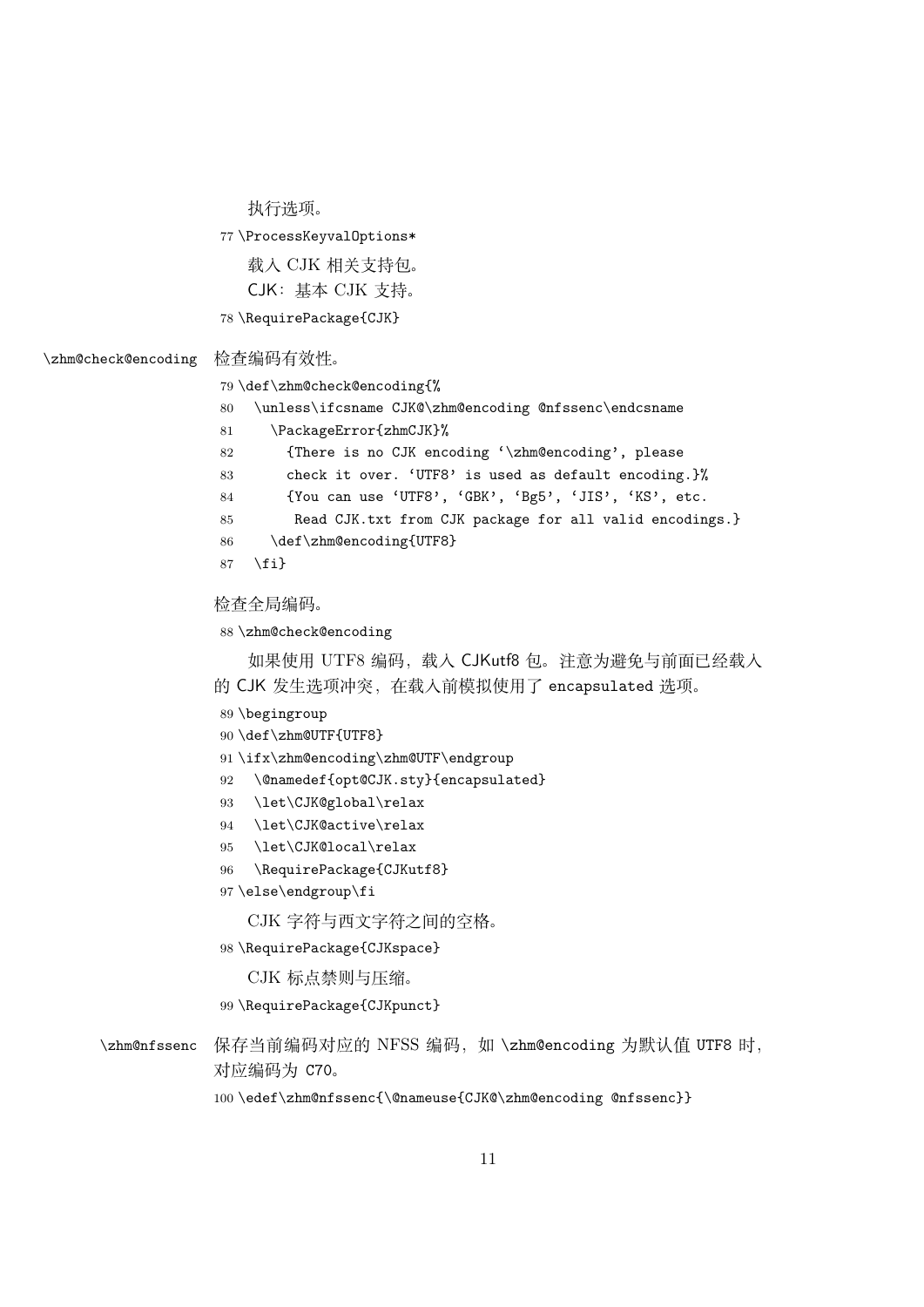执行选项。

```
77 \ProcessKeyvalOptions*
```

载入 CJK 相关支持包。

CJK：基本 CJK 支持。

```
78 \RequirePackage{CJK}
```

`\zhm@check@encoding` 检查编码有效性。

```
79 \def\zhm@check@encoding{%
80   \unless\ifcsname CJK@\zhm@encoding @nfssenc\endcsname
81     \PackageError{zhmCJK}%
82       {There is no CJK encoding '\zhm@encoding', please
83       check it over. 'UTF8' is used as default encoding.}%
84       {You can use 'UTF8', 'GBK', 'Bg5', 'JIS', 'KS', etc.
85        Read CJK.txt from CJK package for all valid encodings.}
86     \def\zhm@encoding{UTF8}
87   \fi}
```

检查全局编码。

```
88 \zhm@check@encoding
```

如果使用 UTF8 编码，载入 CJKutf8 包。注意为避免与前面已经载入的 CJK 发生选项冲突，在载入前模拟使用了 encapsulated 选项。

```
89 \begingroup
90 \def\zhm@UTF{UTF8}
91 \ifx\zhm@encoding\zhm@UTF\endgroup
92   \@namedef{opt@CJK.sty}{encapsulated}
93   \let\CJK@global\relax
94   \let\CJK@active\relax
95   \let\CJK@local\relax
96   \RequirePackage{CJKutf8}
97 \else\endgroup\fi
```

CJK 字符与西文字符之间的空格。

```
98 \RequirePackage{CJKspace}
```

CJK 标点禁则与压缩。

```
99 \RequirePackage{CJKpunct}
```

`\zhm@nfssenc` 保存当前编码对应的 NFSS 编码，如 `\zhm@encoding` 为默认值 UTF8 时，对应编码为 C70。

```
100 \edef\zhm@nfssenc{\@nameuse{CJK@\zhm@encoding @nfssenc}}
```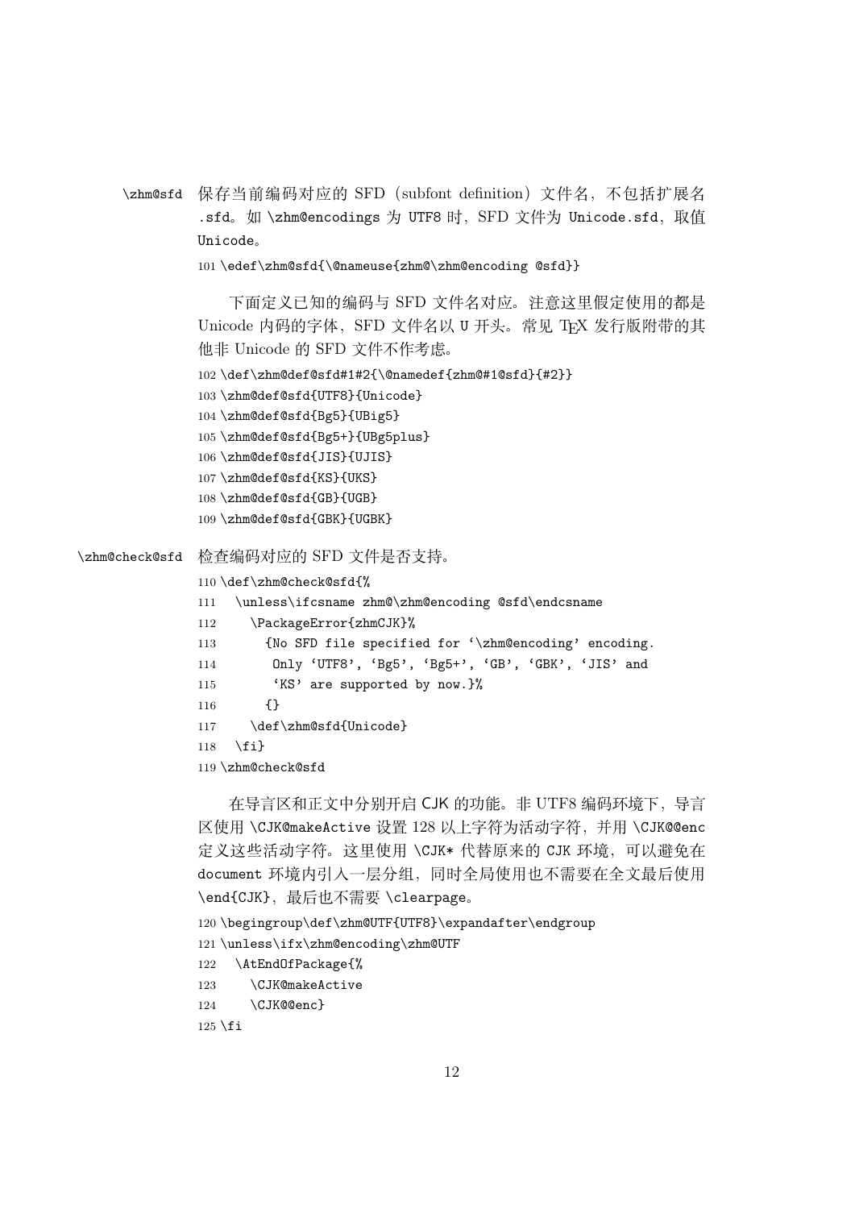`\zhm@sfd` 保存当前编码对应的 SFD（subfont definition）文件名，不包括扩展名 `.sfd`。如 `\zhm@encodings` 为 UTF8 时，SFD 文件为 `Unicode.sfd`，取值 `Unicode`。

```
101 \edef\zhm@sfd{\@nameuse{zhm@\zhm@encoding @sfd}}
```

下面定义已知的编码与 SFD 文件名对应。注意这里假定使用的都是 Unicode 内码的字体，SFD 文件名以 U 开头。常见 TEX 发行版附带的其他非 Unicode 的 SFD 文件不作考虑。

```
102 \def\zhm@def@sfd#1#2{\@namedef{zhm@#1@sfd}{#2}}
103 \zhm@def@sfd{UTF8}{Unicode}
104 \zhm@def@sfd{Bg5}{UBig5}
105 \zhm@def@sfd{Bg5+}{UBg5plus}
106 \zhm@def@sfd{JIS}{UJIS}
107 \zhm@def@sfd{KS}{UKS}
108 \zhm@def@sfd{GB}{UGB}
109 \zhm@def@sfd{GBK}{UGBK}
```

`\zhm@check@sfd` 检查编码对应的 SFD 文件是否支持。

```
110 \def\zhm@check@sfd{%
111   \unless\ifcsname zhm@\zhm@encoding @sfd\endcsname
112     \PackageError{zhmCJK}%
113       {No SFD file specified for `\zhm@encoding' encoding.
114        Only `UTF8', `Bg5', `Bg5+', `GB', `GBK', `JIS' and
115        `KS' are supported by now.}%
116       {}
117     \def\zhm@sfd{Unicode}
118   \fi}
119 \zhm@check@sfd
```

在导言区和正文中分别开启 CJK 的功能。非 UTF8 编码环境下，导言区使用 `\CJK@makeActive` 设置 128 以上字符为活动字符，并用 `\CJK@@enc` 定义这些活动字符。这里使用 `\CJK*` 代替原来的 `CJK` 环境，可以避免在 `document` 环境内引入一层分组，同时全局使用也不需要在全文最后使用 `\end{CJK}`，最后也不需要 `\clearpage`。

```
120 \begingroup\def\zhm@UTF{UTF8}\expandafter\endgroup
121 \unless\ifx\zhm@encoding\zhm@UTF
122   \AtEndOfPackage{%
123     \CJK@makeActive
124     \CJK@@enc}
125 \fi
```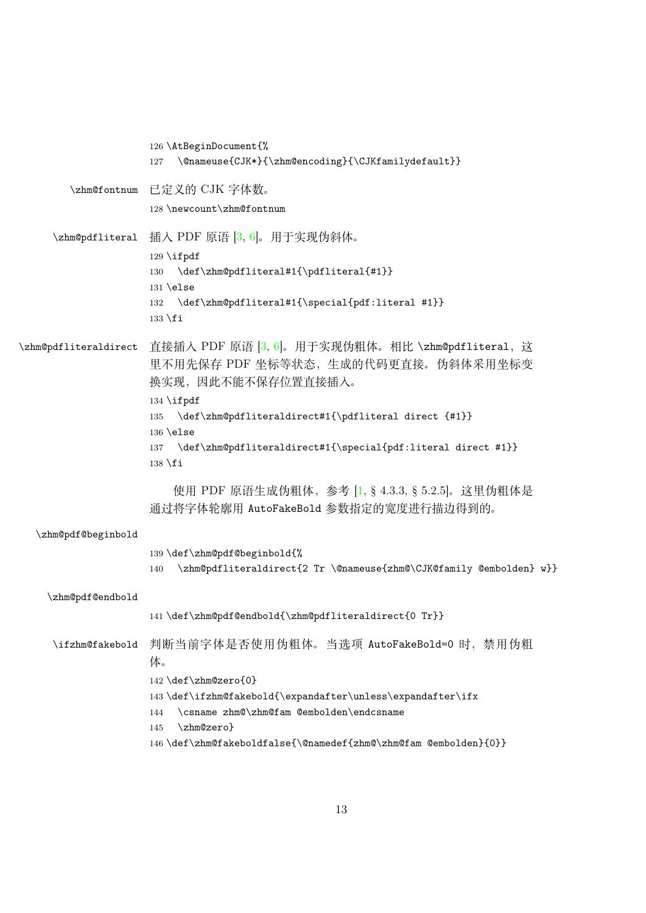```
126 \AtBeginDocument{%
127   \@nameuse{CJK*}{\zhm@encoding}{\CJKfamilydefault}}
```

`\zhm@fontnum` 已定义的 CJK 字体数。

```
128 \newcount\zhm@fontnum
```

`\zhm@pdfliteral` 插入 PDF 原语 [3, 6]。用于实现伪斜体。

```
129 \ifpdf
130   \def\zhm@pdfliteral#1{\pdfliteral{#1}}
131 \else
132   \def\zhm@pdfliteral#1{\special{pdf:literal #1}}
133 \fi
```

`\zhm@pdfliteraldirect` 直接插入 PDF 原语 [3, 6]。用于实现伪粗体。相比 `\zhm@pdfliteral`，这里不用先保存 PDF 坐标等状态，生成的代码更直接。伪斜体采用坐标变换实现，因此不能不保存位置直接插入。

```
134 \ifpdf
135   \def\zhm@pdfliteraldirect#1{\pdfliteral direct {#1}}
136 \else
137   \def\zhm@pdfliteraldirect#1{\special{pdf:literal direct #1}}
138 \fi
```

使用 PDF 原语生成伪粗体，参考 [1, § 4.3.3, § 5.2.5]。这里伪粗体是通过将字体轮廓用 `AutoFakeBold` 参数指定的宽度进行描边得到的。

`\zhm@pdf@beginbold`

```
139 \def\zhm@pdf@beginbold{%
140   \zhm@pdfliteraldirect{2 Tr \@nameuse{zhm@\CJK@family @embolden} w}}
```

`\zhm@pdf@endbold`

```
141 \def\zhm@pdf@endbold{\zhm@pdfliteraldirect{0 Tr}}
```

`\ifzhm@fakebold` 判断当前字体是否使用伪粗体。当选项 `AutoFakeBold=0` 时，禁用伪粗体。

```
142 \def\zhm@zero{0}
143 \def\ifzhm@fakebold{\expandafter\unless\expandafter\ifx
144   \csname zhm@\zhm@fam @embolden\endcsname
145   \zhm@zero}
146 \def\zhm@fakeboldfalse{\@namedef{zhm@\zhm@fam @embolden}{0}}
```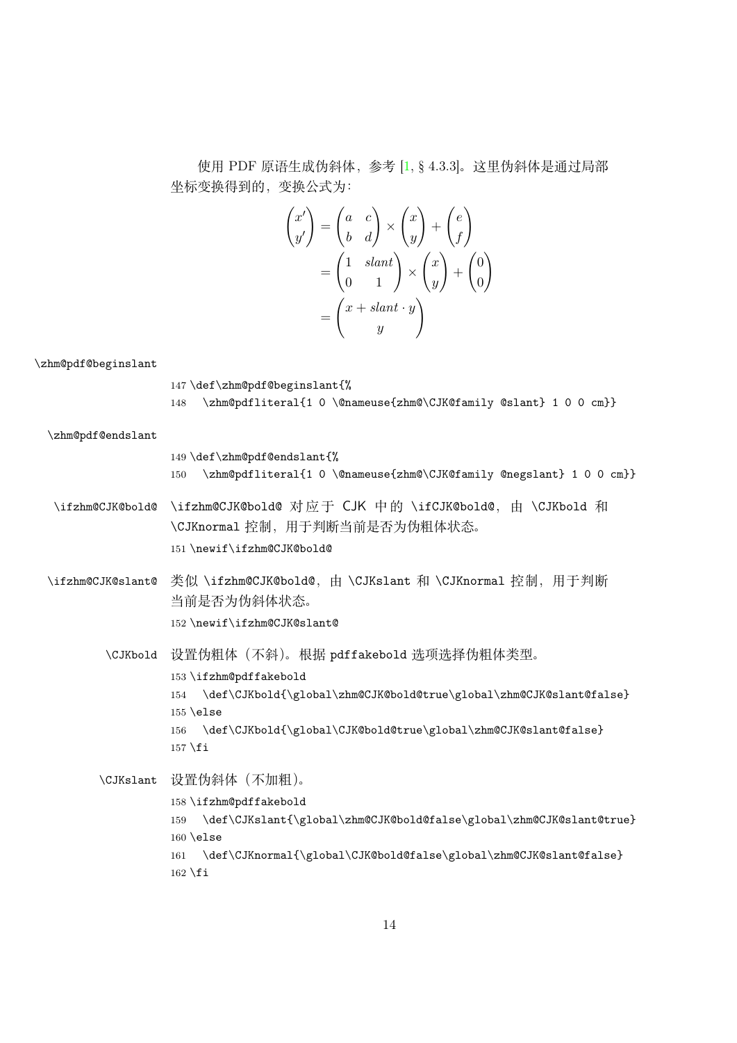使用 PDF 原语生成伪斜体，参考 [1, § 4.3.3]。这里伪斜体是通过局部坐标变换得到的，变换公式为：

$$
\begin{aligned}
\begin{pmatrix} x' \\ y' \end{pmatrix} &= \begin{pmatrix} a & c \\ b & d \end{pmatrix} \times \begin{pmatrix} x \\ y \end{pmatrix} + \begin{pmatrix} e \\ f \end{pmatrix} \\
&= \begin{pmatrix} 1 & slant \\ 0 & 1 \end{pmatrix} \times \begin{pmatrix} x \\ y \end{pmatrix} + \begin{pmatrix} 0 \\ 0 \end{pmatrix} \\
&= \begin{pmatrix} x + slant \cdot y \\ y \end{pmatrix}
\end{aligned}
$$

\zhm@pdf@beginslant

```
147 \def\zhm@pdf@beginslant{%
148   \zhm@pdfliteral{1 0 \@nameuse{zhm@\CJK@family @slant} 1 0 0 cm}}
```

\zhm@pdf@endslant

```
149 \def\zhm@pdf@endslant{%
150   \zhm@pdfliteral{1 0 \@nameuse{zhm@\CJK@family @negslant} 1 0 0 cm}}
```

\ifzhm@CJK@bold@ 　\ifzhm@CJK@bold@ 对应于 CJK 中的 \ifCJK@bold@，由 \CJKbold 和 \CJKnormal 控制，用于判断当前是否为伪粗体状态。

```
151 \newif\ifzhm@CJK@bold@
```

\ifzhm@CJK@slant@ 　类似 \ifzhm@CJK@bold@，由 \CJKslant 和 \CJKnormal 控制，用于判断当前是否为伪斜体状态。

```
152 \newif\ifzhm@CJK@slant@
```

\CJKbold 　设置伪粗体（不斜）。根据 pdffakebold 选项选择伪粗体类型。

```
153 \ifzhm@pdffakebold
154   \def\CJKbold{\global\zhm@CJK@bold@true\global\zhm@CJK@slant@false}
155 \else
156   \def\CJKbold{\global\CJK@bold@true\global\zhm@CJK@slant@false}
157 \fi
```

\CJKslant 　设置伪斜体（不加粗）。

```
158 \ifzhm@pdffakebold
159   \def\CJKslant{\global\zhm@CJK@bold@false\global\zhm@CJK@slant@true}
160 \else
161   \def\CJKnormal{\global\CJK@bold@false\global\zhm@CJK@slant@false}
162 \fi
```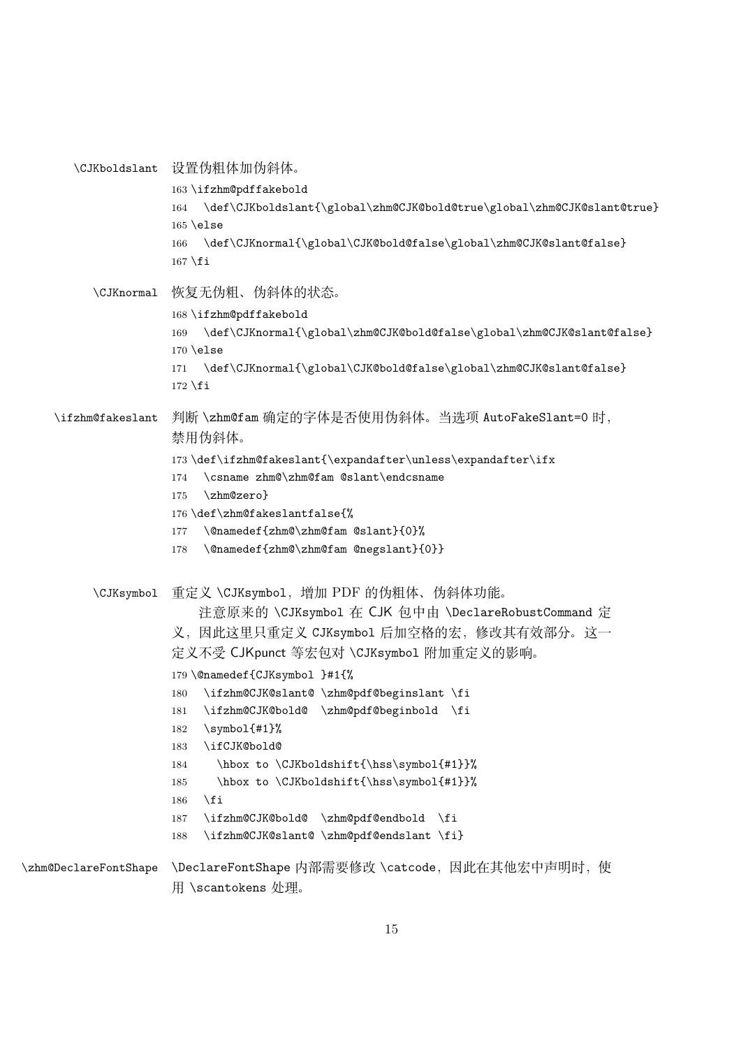\CJKboldslant 设置伪粗体加伪斜体。

```
163 \ifzhm@pdffakebold
164   \def\CJKboldslant{\global\zhm@CJK@bold@true\global\zhm@CJK@slant@true}
165 \else
166   \def\CJKnormal{\global\CJK@bold@false\global\zhm@CJK@slant@false}
167 \fi
```

\CJKnormal 恢复无伪粗、伪斜体的状态。

```
168 \ifzhm@pdffakebold
169   \def\CJKnormal{\global\zhm@CJK@bold@false\global\zhm@CJK@slant@false}
170 \else
171   \def\CJKnormal{\global\CJK@bold@false\global\zhm@CJK@slant@false}
172 \fi
```

\ifzhm@fakeslant 判断 \zhm@fam 确定的字体是否使用伪斜体。当选项 AutoFakeSlant=0 时，禁用伪斜体。

```
173 \def\ifzhm@fakeslant{\expandafter\unless\expandafter\ifx
174   \csname zhm@\zhm@fam @slant\endcsname
175   \zhm@zero}
176 \def\zhm@fakeslantfalse{%
177   \@namedef{zhm@\zhm@fam @slant}{0}%
178   \@namedef{zhm@\zhm@fam @negslant}{0}}
```

\CJKsymbol 重定义 \CJKsymbol，增加 PDF 的伪粗体、伪斜体功能。

注意原来的 \CJKsymbol 在 CJK 包中由 \DeclareRobustCommand 定义，因此这里只重定义 CJKsymbol 后加空格的宏，修改其有效部分。这一定义不受 CJKpunct 等宏包对 \CJKsymbol 附加重定义的影响。

```
179 \@namedef{CJKsymbol }#1{%
180   \ifzhm@CJK@slant@ \zhm@pdf@beginslant \fi
181   \ifzhm@CJK@bold@  \zhm@pdf@beginbold  \fi
182   \symbol{#1}%
183   \ifCJK@bold@
184     \hbox to \CJKboldshift{\hss\symbol{#1}}%
185     \hbox to \CJKboldshift{\hss\symbol{#1}}%
186   \fi
187   \ifzhm@CJK@bold@  \zhm@pdf@endbold  \fi
188   \ifzhm@CJK@slant@ \zhm@pdf@endslant \fi}
```

\zhm@DeclareFontShape \DeclareFontShape 内部需要修改 \catcode，因此在其他宏中声明时，使用 \scantokens 处理。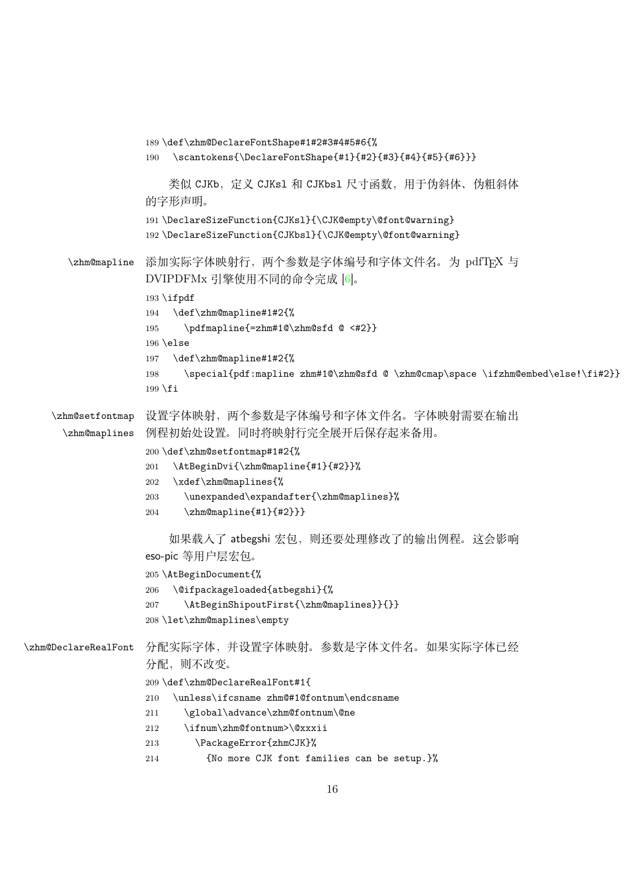```
189 \def\zhm@DeclareFontShape#1#2#3#4#5#6{%
190   \scantokens{\DeclareFontShape{#1}{#2}{#3}{#4}{#5}{#6}}}
```

类似 CJKb，定义 CJKsl 和 CJKbsl 尺寸函数，用于伪斜体、伪粗斜体的字形声明。

```
191 \DeclareSizeFunction{CJKsl}{\CJK@empty\@font@warning}
192 \DeclareSizeFunction{CJKbsl}{\CJK@empty\@font@warning}
```

`\zhm@mapline` 添加实际字体映射行，两个参数是字体编号和字体文件名。为 pdfTEX 与 DVIPDFMx 引擎使用不同的命令完成 [6]。

```
193 \ifpdf
194   \def\zhm@mapline#1#2{%
195     \pdfmapline{=zhm#1@\zhm@sfd @ <#2}}
196 \else
197   \def\zhm@mapline#1#2{%
198     \special{pdf:mapline zhm#1@\zhm@sfd @ \zhm@cmap\space \ifzhm@embed\else!\fi#2}}
199 \fi
```

`\zhm@setfontmap` `\zhm@maplines` 设置字体映射，两个参数是字体编号和字体文件名。字体映射需要在输出例程初始处设置。同时将映射行完全展开后保存起来备用。

```
200 \def\zhm@setfontmap#1#2{%
201   \AtBeginDvi{\zhm@mapline{#1}{#2}}%
202   \xdef\zhm@maplines{%
203     \unexpanded\expandafter{\zhm@maplines}%
204     \zhm@mapline{#1}{#2}}}
```

如果载入了 atbegshi 宏包，则还要处理修改了的输出例程。这会影响 eso-pic 等用户层宏包。

```
205 \AtBeginDocument{%
206   \@ifpackageloaded{atbegshi}{%
207     \AtBeginShipoutFirst{\zhm@maplines}}{}}
208 \let\zhm@maplines\empty
```

`\zhm@DeclareRealFont` 分配实际字体，并设置字体映射。参数是字体文件名。如果实际字体已经分配，则不改变。

```
209 \def\zhm@DeclareRealFont#1{
210   \unless\ifcsname zhm@#1@fontnum\endcsname
211     \global\advance\zhm@fontnum\@ne
212     \ifnum\zhm@fontnum>\@xxxii
213       \PackageError{zhmCJK}%
214         {No more CJK font families can be setup.}%
```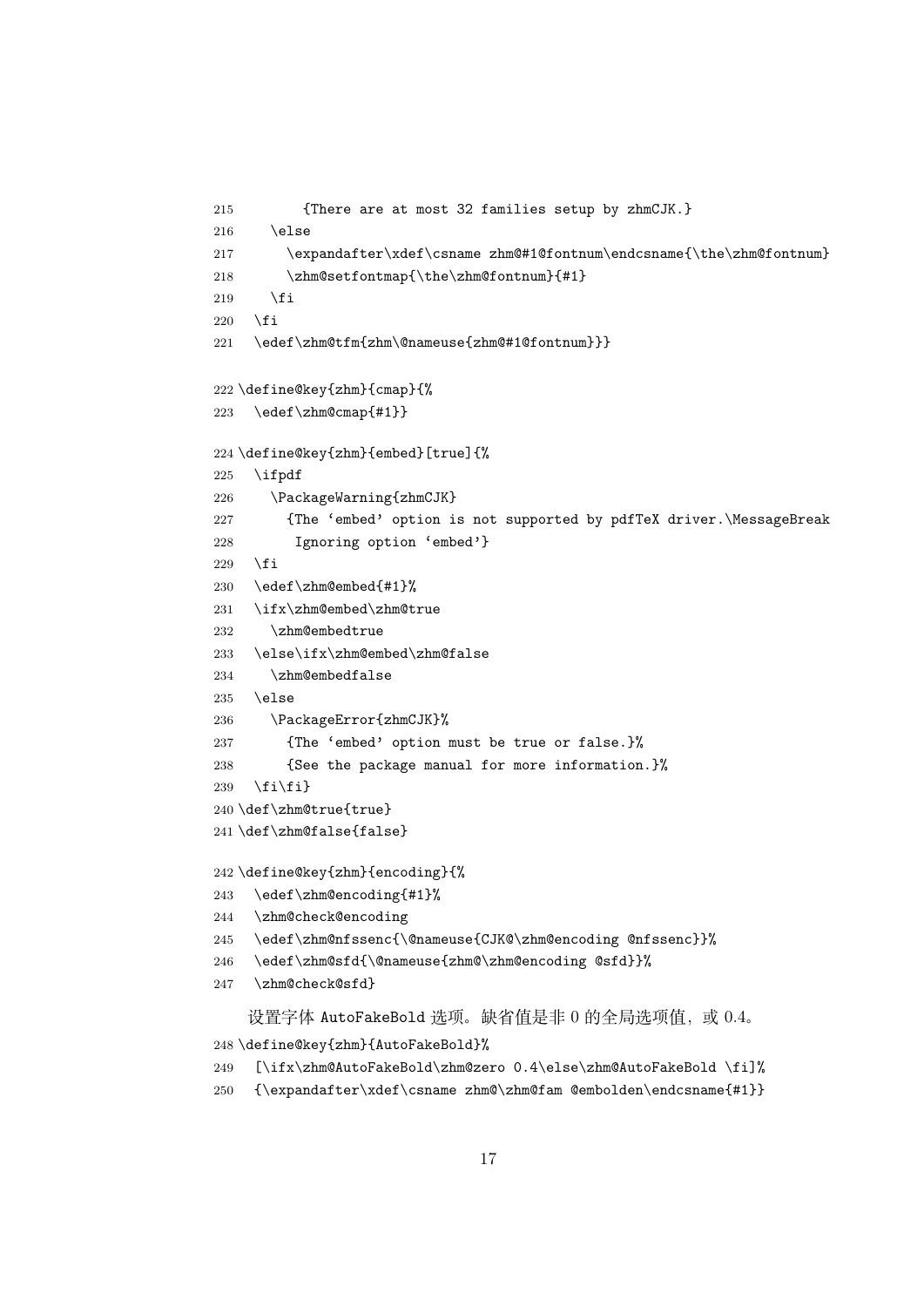```
215        {There are at most 32 families setup by zhmCJK.}
216    \else
217      \expandafter\xdef\csname zhm@#1@fontnum\endcsname{\the\zhm@fontnum}
218      \zhm@setfontmap{\the\zhm@fontnum}{#1}
219    \fi
220  \fi
221  \edef\zhm@tfm{zhm\@nameuse{zhm@#1@fontnum}}}
```

```
222 \define@key{zhm}{cmap}{%
223   \edef\zhm@cmap{#1}}
```

```
224 \define@key{zhm}{embed}[true]{%
225   \ifpdf
226     \PackageWarning{zhmCJK}
227       {The ‘embed’ option is not supported by pdfTeX driver.\MessageBreak
228        Ignoring option ‘embed’}
229   \fi
230   \edef\zhm@embed{#1}%
231   \ifx\zhm@embed\zhm@true
232     \zhm@embedtrue
233   \else\ifx\zhm@embed\zhm@false
234     \zhm@embedfalse
235   \else
236     \PackageError{zhmCJK}%
237       {The ‘embed’ option must be true or false.}%
238       {See the package manual for more information.}%
239   \fi\fi}
240 \def\zhm@true{true}
241 \def\zhm@false{false}
```

```
242 \define@key{zhm}{encoding}{%
243   \edef\zhm@encoding{#1}%
244   \zhm@check@encoding
245   \edef\zhm@nfssenc{\@nameuse{CJK@\zhm@encoding @nfssenc}}%
246   \edef\zhm@sfd{\@nameuse{zhm@\zhm@encoding @sfd}}%
247   \zhm@check@sfd}
```

设置字体 AutoFakeBold 选项。缺省值是非 0 的全局选项值，或 0.4。

```
248 \define@key{zhm}{AutoFakeBold}%
249   [\ifx\zhm@AutoFakeBold\zhm@zero 0.4\else\zhm@AutoFakeBold \fi]%
250   {\expandafter\xdef\csname zhm@\zhm@fam @embolden\endcsname{#1}}
```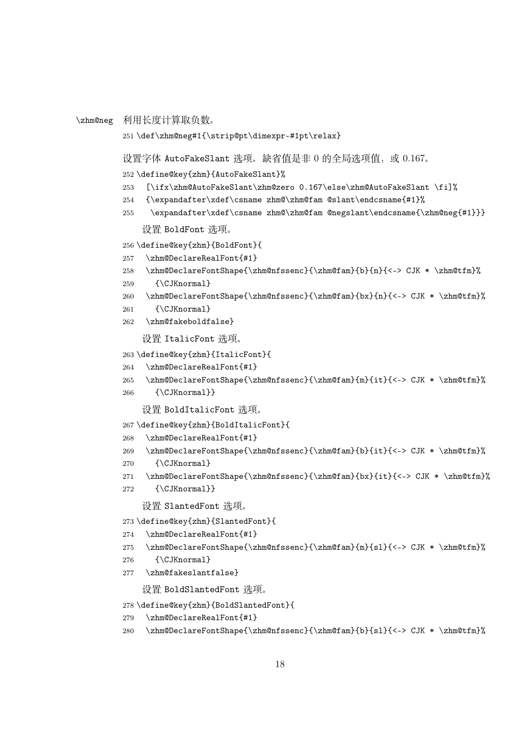\zhm@neg 利用长度计算取负数。

```
251 \def\zhm@neg#1{\strip@pt\dimexpr-#1pt\relax}
```

设置字体 AutoFakeSlant 选项。缺省值是非 0 的全局选项值，或 0.167。

```
252 \define@key{zhm}{AutoFakeSlant}%
253   [\ifx\zhm@AutoFakeSlant\zhm@zero 0.167\else\zhm@AutoFakeSlant \fi]%
254   {\expandafter\xdef\csname zhm@\zhm@fam @slant\endcsname{#1}%
255    \expandafter\xdef\csname zhm@\zhm@fam @negslant\endcsname{\zhm@neg{#1}}}
```

设置 BoldFont 选项。

```
256 \define@key{zhm}{BoldFont}{
257   \zhm@DeclareRealFont{#1}
258   \zhm@DeclareFontShape{\zhm@nfssenc}{\zhm@fam}{b}{n}{<-> CJK * \zhm@tfm}%
259     {\CJKnormal}
260   \zhm@DeclareFontShape{\zhm@nfssenc}{\zhm@fam}{bx}{n}{<-> CJK * \zhm@tfm}%
261     {\CJKnormal}
262   \zhm@fakeboldfalse}
```

设置 ItalicFont 选项。

```
263 \define@key{zhm}{ItalicFont}{
264   \zhm@DeclareRealFont{#1}
265   \zhm@DeclareFontShape{\zhm@nfssenc}{\zhm@fam}{m}{it}{<-> CJK * \zhm@tfm}%
266     {\CJKnormal}}
```

设置 BoldItalicFont 选项。

```
267 \define@key{zhm}{BoldItalicFont}{
268   \zhm@DeclareRealFont{#1}
269   \zhm@DeclareFontShape{\zhm@nfssenc}{\zhm@fam}{b}{it}{<-> CJK * \zhm@tfm}%
270     {\CJKnormal}
271   \zhm@DeclareFontShape{\zhm@nfssenc}{\zhm@fam}{bx}{it}{<-> CJK * \zhm@tfm}%
272     {\CJKnormal}}
```

设置 SlantedFont 选项。

```
273 \define@key{zhm}{SlantedFont}{
274   \zhm@DeclareRealFont{#1}
275   \zhm@DeclareFontShape{\zhm@nfssenc}{\zhm@fam}{m}{sl}{<-> CJK * \zhm@tfm}%
276     {\CJKnormal}
277   \zhm@fakeslantfalse}
```

设置 BoldSlantedFont 选项。

```
278 \define@key{zhm}{BoldSlantedFont}{
279   \zhm@DeclareRealFont{#1}
280   \zhm@DeclareFontShape{\zhm@nfssenc}{\zhm@fam}{b}{sl}{<-> CJK * \zhm@tfm}%
```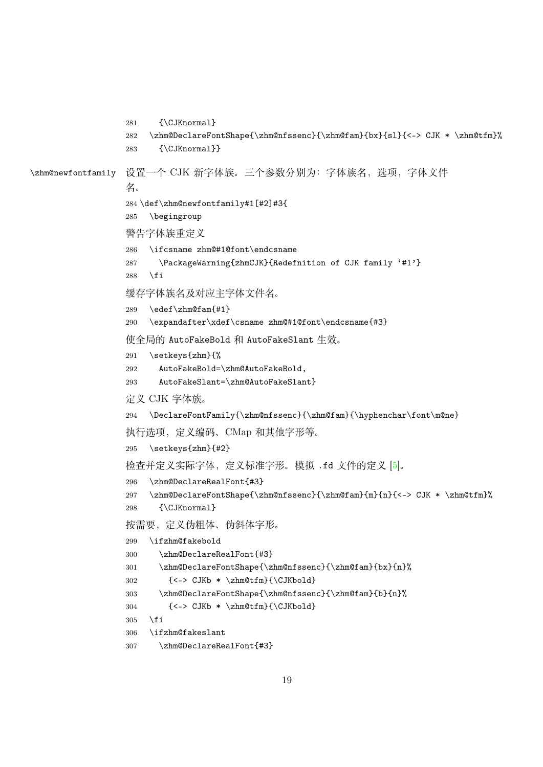```
281     {\CJKnormal}
282   \zhm@DeclareFontShape{\zhm@nfssenc}{\zhm@fam}{bx}{sl}{<-> CJK * \zhm@tfm}%
283     {\CJKnormal}}
```

`\zhm@newfontfamily` 设置一个 CJK 新字体族。三个参数分别为：字体族名，选项，字体文件名。

```
284 \def\zhm@newfontfamily#1[#2]#3{
285   \begingroup
```

警告字体族重定义

```
286   \ifcsname zhm@#1@font\endcsname
287     \PackageWarning{zhmCJK}{Redefnition of CJK family '#1'}
288   \fi
```

缓存字体族名及对应主字体文件名。

```
289   \edef\zhm@fam{#1}
290   \expandafter\xdef\csname zhm@#1@font\endcsname{#3}
```

使全局的 AutoFakeBold 和 AutoFakeSlant 生效。

```
291   \setkeys{zhm}{%
292     AutoFakeBold=\zhm@AutoFakeBold,
293     AutoFakeSlant=\zhm@AutoFakeSlant}
```

定义 CJK 字体族。

```
294   \DeclareFontFamily{\zhm@nfssenc}{\zhm@fam}{\hyphenchar\font\m@ne}
```

执行选项，定义编码、CMap 和其他字形等。

```
295   \setkeys{zhm}{#2}
```

检查并定义实际字体，定义标准字形。模拟 .fd 文件的定义 [5]。

```
296   \zhm@DeclareRealFont{#3}
297   \zhm@DeclareFontShape{\zhm@nfssenc}{\zhm@fam}{m}{n}{<-> CJK * \zhm@tfm}%
298     {\CJKnormal}
```

按需要，定义伪粗体、伪斜体字形。

```
299   \ifzhm@fakebold
300     \zhm@DeclareRealFont{#3}
301     \zhm@DeclareFontShape{\zhm@nfssenc}{\zhm@fam}{bx}{n}%
302       {<-> CJKb * \zhm@tfm}{\CJKbold}
303     \zhm@DeclareFontShape{\zhm@nfssenc}{\zhm@fam}{b}{n}%
304       {<-> CJKb * \zhm@tfm}{\CJKbold}
305   \fi
306   \ifzhm@fakeslant
307     \zhm@DeclareRealFont{#3}
```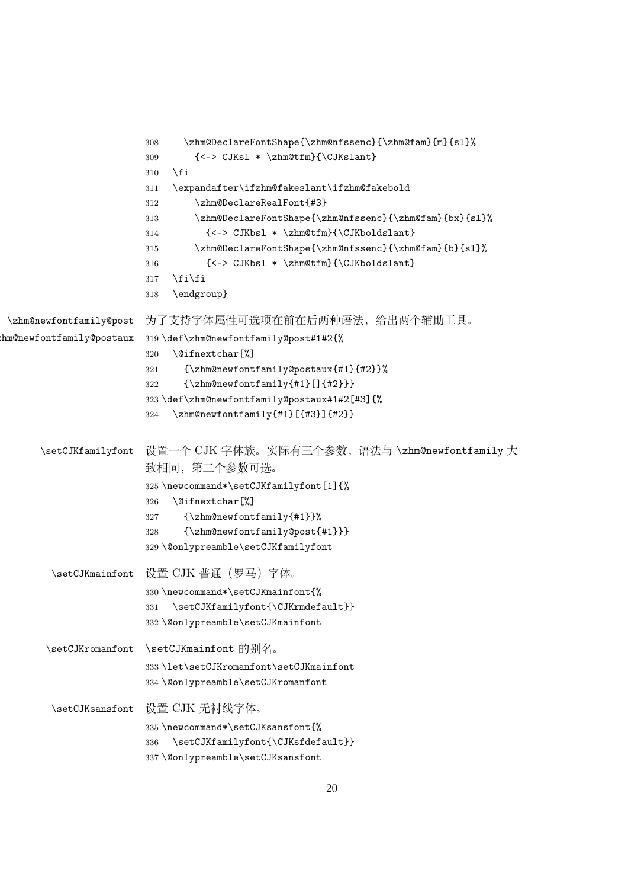```
308    \zhm@DeclareFontShape{\zhm@nfssenc}{\zhm@fam}{m}{sl}%
309      {<-> CJKsl * \zhm@tfm}{\CJKslant}
310  \fi
311  \expandafter\ifzhm@fakeslant\ifzhm@fakebold
312      \zhm@DeclareRealFont{#3}
313      \zhm@DeclareFontShape{\zhm@nfssenc}{\zhm@fam}{bx}{sl}%
314        {<-> CJKbsl * \zhm@tfm}{\CJKboldslant}
315      \zhm@DeclareFontShape{\zhm@nfssenc}{\zhm@fam}{b}{sl}%
316        {<-> CJKbsl * \zhm@tfm}{\CJKboldslant}
317  \fi\fi
318  \endgroup}
```

`\zhm@newfontfamily@post` `\zhm@newfontfamily@postaux`

为了支持字体属性可选项在前在后两种语法，给出两个辅助工具。

```
319 \def\zhm@newfontfamily@post#1#2{%
320   \@ifnextchar[%]
321     {\zhm@newfontfamily@postaux{#1}{#2}}%
322     {\zhm@newfontfamily{#1}[]{#2}}}
323 \def\zhm@newfontfamily@postaux#1#2[#3]{%
324   \zhm@newfontfamily{#1}[{#3}]{#2}}
```

`\setCJKfamilyfont`

设置一个 CJK 字体族。实际有三个参数，语法与 `\zhm@newfontfamily` 大致相同，第二个参数可选。

```
325 \newcommand*\setCJKfamilyfont[1]{%
326   \@ifnextchar[%]
327     {\zhm@newfontfamily{#1}}%
328     {\zhm@newfontfamily@post{#1}}}
329 \@onlypreamble\setCJKfamilyfont
```

`\setCJKmainfont`

设置 CJK 普通（罗马）字体。

```
330 \newcommand*\setCJKmainfont{%
331   \setCJKfamilyfont{\CJKrmdefault}}
332 \@onlypreamble\setCJKmainfont
```

`\setCJKromanfont`

`\setCJKmainfont` 的别名。

```
333 \let\setCJKromanfont\setCJKmainfont
334 \@onlypreamble\setCJKromanfont
```

`\setCJKsansfont`

设置 CJK 无衬线字体。

```
335 \newcommand*\setCJKsansfont{%
336   \setCJKfamilyfont{\CJKsfdefault}}
337 \@onlypreamble\setCJKsansfont
```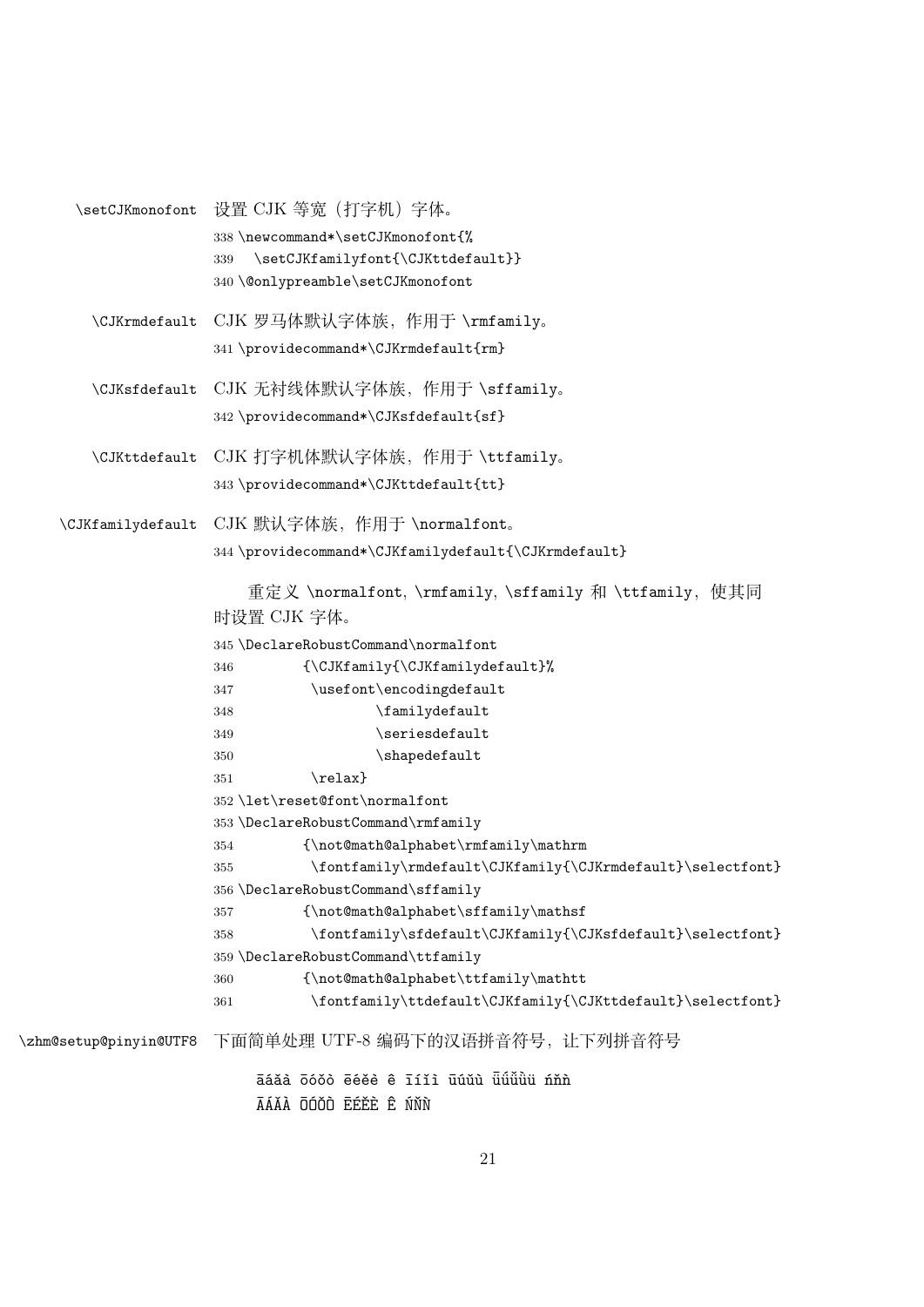`\setCJKmonofont` 设置 CJK 等宽（打字机）字体。

```
338 \newcommand*\setCJKmonofont{%
339   \setCJKfamilyfont{\CJKttdefault}}
340 \@onlypreamble\setCJKmonofont
```

`\CJKrmdefault` CJK 罗马体默认字体族，作用于 `\rmfamily`。

```
341 \providecommand*\CJKrmdefault{rm}
```

`\CJKsfdefault` CJK 无衬线体默认字体族，作用于 `\sffamily`。

```
342 \providecommand*\CJKsfdefault{sf}
```

`\CJKttdefault` CJK 打字机体默认字体族，作用于 `\ttfamily`。

```
343 \providecommand*\CJKttdefault{tt}
```

`\CJKfamilydefault` CJK 默认字体族，作用于 `\normalfont`。

```
344 \providecommand*\CJKfamilydefault{\CJKrmdefault}
```

重定义 `\normalfont`, `\rmfamily`, `\sffamily` 和 `\ttfamily`，使其同时设置 CJK 字体。

```
345 \DeclareRobustCommand\normalfont
346         {\CJKfamily{\CJKfamilydefault}%
347          \usefont\encodingdefault
348                  \familydefault
349                  \seriesdefault
350                  \shapedefault
351          \relax}
352 \let\reset@font\normalfont
353 \DeclareRobustCommand\rmfamily
354         {\not@math@alphabet\rmfamily\mathrm
355          \fontfamily\rmdefault\CJKfamily{\CJKrmdefault}\selectfont}
356 \DeclareRobustCommand\sffamily
357         {\not@math@alphabet\sffamily\mathsf
358          \fontfamily\sfdefault\CJKfamily{\CJKsfdefault}\selectfont}
359 \DeclareRobustCommand\ttfamily
360         {\not@math@alphabet\ttfamily\mathtt
361          \fontfamily\ttdefault\CJKfamily{\CJKttdefault}\selectfont}
```

`\zhm@setup@pinyin@UTF8` 下面简单处理 UTF-8 编码下的汉语拼音符号，让下列拼音符号

```
āáǎà ōóǒò ēéěè ê īíǐì ūúǔù ǖǘǚǜü ńňǹ
ĀÁǍÀ ŌÓǑÒ ĒÉĚÈ Ê ŃŇǸ
```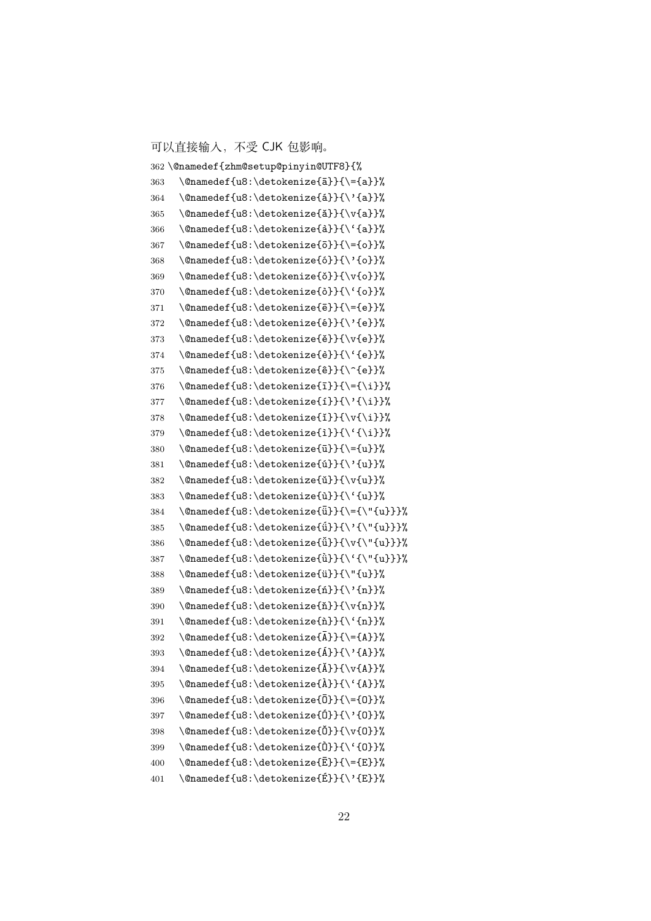可以直接输入，不受 CJK 包影响。

```
362 \@namedef{zhm@setup@pinyin@UTF8}{%
363   \@namedef{u8:\detokenize{ā}}{\={a}}%
364   \@namedef{u8:\detokenize{á}}{\'{a}}%
365   \@namedef{u8:\detokenize{ǎ}}{\v{a}}%
366   \@namedef{u8:\detokenize{à}}{\`{a}}%
367   \@namedef{u8:\detokenize{ō}}{\={o}}%
368   \@namedef{u8:\detokenize{ó}}{\'{o}}%
369   \@namedef{u8:\detokenize{ǒ}}{\v{o}}%
370   \@namedef{u8:\detokenize{ò}}{\`{o}}%
371   \@namedef{u8:\detokenize{ē}}{\={e}}%
372   \@namedef{u8:\detokenize{é}}{\'{e}}%
373   \@namedef{u8:\detokenize{ě}}{\v{e}}%
374   \@namedef{u8:\detokenize{è}}{\`{e}}%
375   \@namedef{u8:\detokenize{ê}}{\^{e}}%
376   \@namedef{u8:\detokenize{ī}}{\={\i}}%
377   \@namedef{u8:\detokenize{í}}{\'{\i}}%
378   \@namedef{u8:\detokenize{ǐ}}{\v{\i}}%
379   \@namedef{u8:\detokenize{ì}}{\`{\i}}%
380   \@namedef{u8:\detokenize{ū}}{\={u}}%
381   \@namedef{u8:\detokenize{ú}}{\'{u}}%
382   \@namedef{u8:\detokenize{ǔ}}{\v{u}}%
383   \@namedef{u8:\detokenize{ù}}{\`{u}}%
384   \@namedef{u8:\detokenize{ǖ}}{\={\"{u}}}%
385   \@namedef{u8:\detokenize{ǘ}}{\'{\"{u}}}%
386   \@namedef{u8:\detokenize{ǚ}}{\v{\"{u}}}%
387   \@namedef{u8:\detokenize{ǜ}}{\`{\"{u}}}%
388   \@namedef{u8:\detokenize{ü}}{\"{u}}%
389   \@namedef{u8:\detokenize{ń}}{\'{n}}%
390   \@namedef{u8:\detokenize{ň}}{\v{n}}%
391   \@namedef{u8:\detokenize{ǹ}}{\`{n}}%
392   \@namedef{u8:\detokenize{Ā}}{\={A}}%
393   \@namedef{u8:\detokenize{Á}}{\'{A}}%
394   \@namedef{u8:\detokenize{Ǎ}}{\v{A}}%
395   \@namedef{u8:\detokenize{À}}{\`{A}}%
396   \@namedef{u8:\detokenize{Ō}}{\={O}}%
397   \@namedef{u8:\detokenize{Ó}}{\'{O}}%
398   \@namedef{u8:\detokenize{Ǒ}}{\v{O}}%
399   \@namedef{u8:\detokenize{Ò}}{\`{O}}%
400   \@namedef{u8:\detokenize{Ē}}{\={E}}%
401   \@namedef{u8:\detokenize{É}}{\'{E}}%
```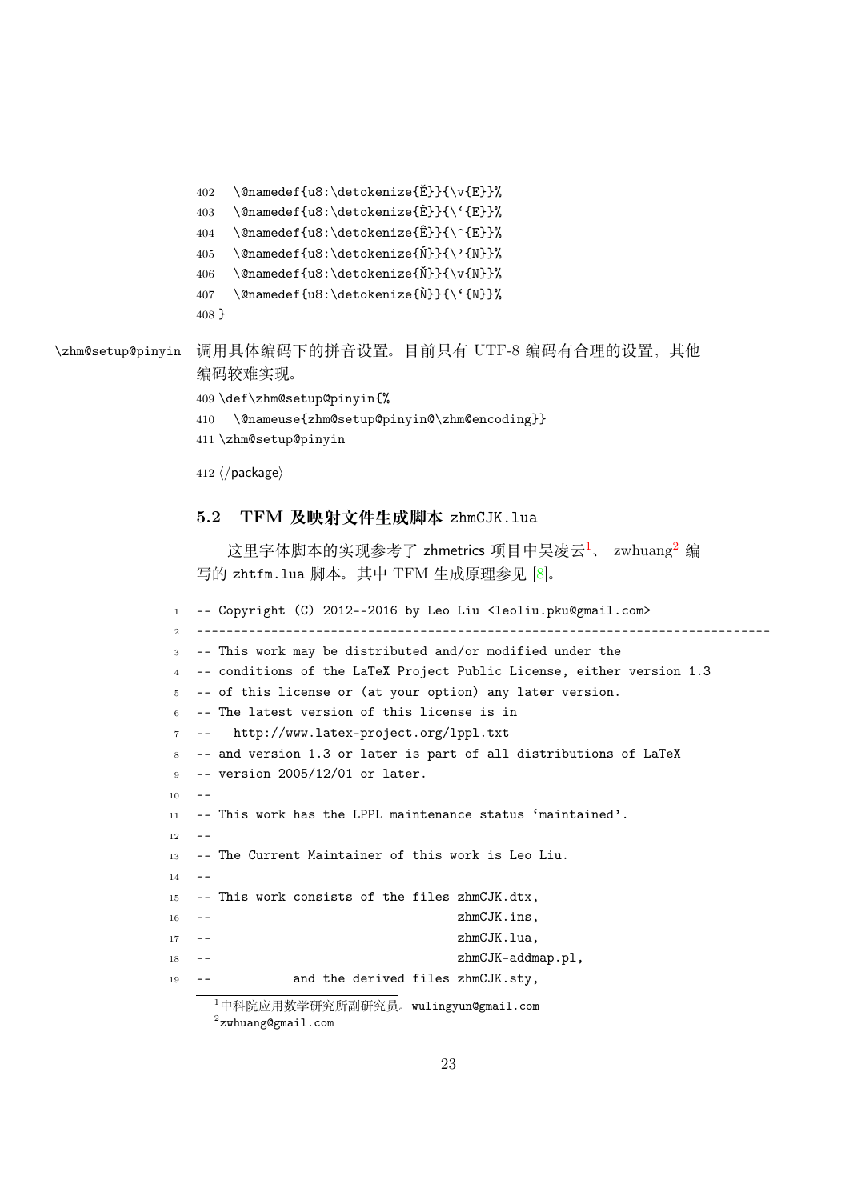```
402   \@namedef{u8:\detokenize{Ě}}{\v{E}}%
403   \@namedef{u8:\detokenize{È}}{\`{E}}%
404   \@namedef{u8:\detokenize{Ê}}{\^{E}}%
405   \@namedef{u8:\detokenize{Ń}}{\'{N}}%
406   \@namedef{u8:\detokenize{Ň}}{\v{N}}%
407   \@namedef{u8:\detokenize{Ǹ}}{\`{N}}%
408 }
```

\zhm@setup@pinyin 调用具体编码下的拼音设置。目前只有 UTF-8 编码有合理的设置，其他编码较难实现。

```
409 \def\zhm@setup@pinyin{%
410   \@nameuse{zhm@setup@pinyin@\zhm@encoding}}
411 \zhm@setup@pinyin
```

```
412 ⟨/package⟩
```

## 5.2 TFM 及映射文件生成脚本 zhmCJK.lua

这里字体脚本的实现参考了 zhmetrics 项目中吴凌云[1]、 zwhuang[2] 编写的 zhtfm.lua 脚本。其中 TFM 生成原理参见 [8]。

```
1  -- Copyright (C) 2012--2016 by Leo Liu <leoliu.pku@gmail.com>
2  ------------------------------------------------------------------------------
3  -- This work may be distributed and/or modified under the
4  -- conditions of the LaTeX Project Public License, either version 1.3
5  -- of this license or (at your option) any later version.
6  -- The latest version of this license is in
7  --   http://www.latex-project.org/lppl.txt
8  -- and version 1.3 or later is part of all distributions of LaTeX
9  -- version 2005/12/01 or later.
10 --
11 -- This work has the LPPL maintenance status 'maintained'.
12 --
13 -- The Current Maintainer of this work is Leo Liu.
14 --
15 -- This work consists of the files zhmCJK.dtx,
16 --                                 zhmCJK.ins,
17 --                                 zhmCJK.lua,
18 --                                 zhmCJK-addmap.pl,
19 --           and the derived files zhmCJK.sty,
```

[1] 中科院应用数学研究所副研究员。wulingyun@gmail.com

[2] zwhuang@gmail.com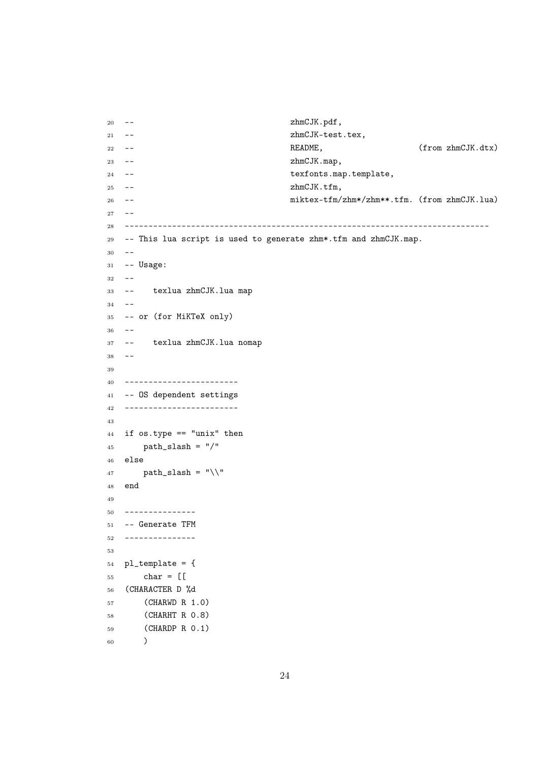```
--                                  zhmCJK.pdf,
--                                  zhmCJK-test.tex,
--                                  README,                    (from zhmCJK.dtx)
--                                  zhmCJK.map,
--                                  texfonts.map.template,
--                                  zhmCJK.tfm,
--                                  miktex-tfm/zhm*/zhm**.tfm. (from zhmCJK.lua)
--
----------------------------------------------------------------------------
-- This lua script is used to generate zhm*.tfm and zhmCJK.map.
--
-- Usage:
--
--    texlua zhmCJK.lua map
--
-- or (for MiKTeX only)
--
--    texlua zhmCJK.lua nomap
--

------------------------
-- OS dependent settings
------------------------

if os.type == "unix" then
    path_slash = "/"
else
    path_slash = "\\"
end

---------------
-- Generate TFM
---------------

pl_template = {
    char = [[
(CHARACTER D %d
    (CHARWD R 1.0)
    (CHARHT R 0.8)
    (CHARDP R 0.1)
    )
```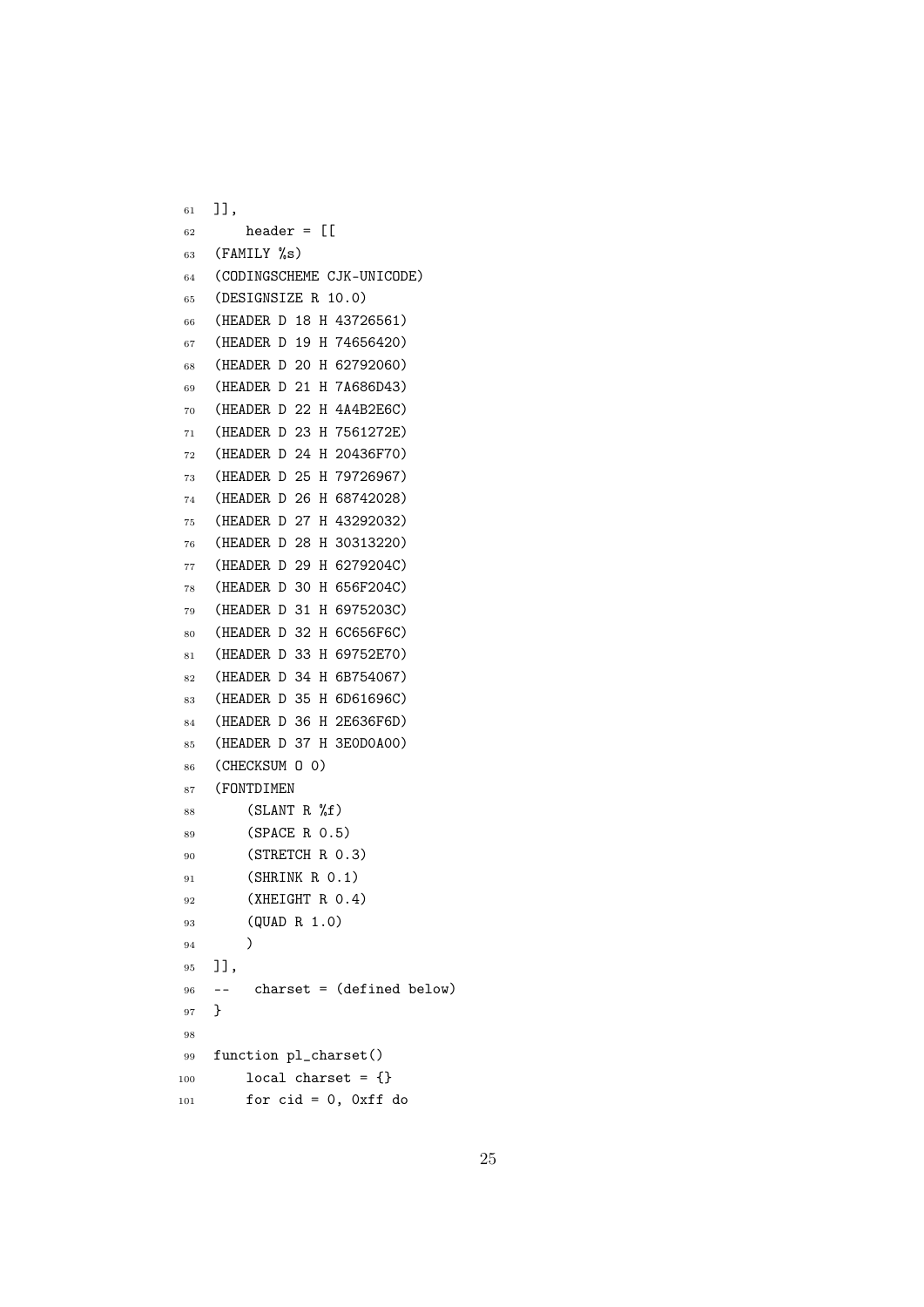```
]],
    header = [[
(FAMILY %s)
(CODINGSCHEME CJK-UNICODE)
(DESIGNSIZE R 10.0)
(HEADER D 18 H 43726561)
(HEADER D 19 H 74656420)
(HEADER D 20 H 62792060)
(HEADER D 21 H 7A686D43)
(HEADER D 22 H 4A4B2E6C)
(HEADER D 23 H 7561272E)
(HEADER D 24 H 20436F70)
(HEADER D 25 H 79726967)
(HEADER D 26 H 68742028)
(HEADER D 27 H 43292032)
(HEADER D 28 H 30313220)
(HEADER D 29 H 6279204C)
(HEADER D 30 H 656F204C)
(HEADER D 31 H 6975203C)
(HEADER D 32 H 6C656F6C)
(HEADER D 33 H 69752E70)
(HEADER D 34 H 6B754067)
(HEADER D 35 H 6D61696C)
(HEADER D 36 H 2E636F6D)
(HEADER D 37 H 3E0D0A00)
(CHECKSUM O 0)
(FONTDIMEN
    (SLANT R %f)
    (SPACE R 0.5)
    (STRETCH R 0.3)
    (SHRINK R 0.1)
    (XHEIGHT R 0.4)
    (QUAD R 1.0)
    )
]],
--   charset = (defined below)
}

function pl_charset()
    local charset = {}
    for cid = 0, 0xff do
```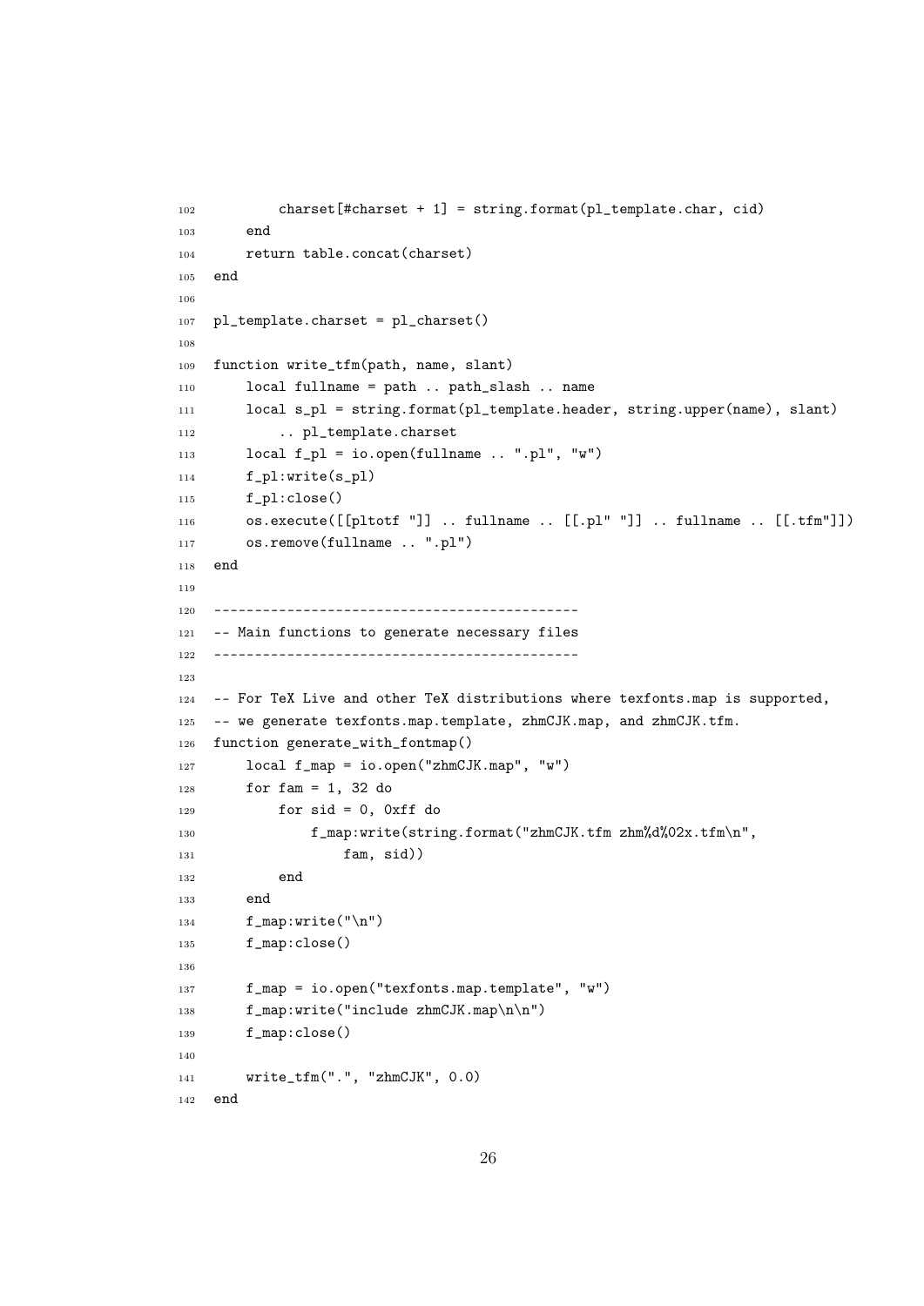```lua
        charset[#charset + 1] = string.format(pl_template.char, cid)
    end
    return table.concat(charset)
end

pl_template.charset = pl_charset()

function write_tfm(path, name, slant)
    local fullname = path .. path_slash .. name
    local s_pl = string.format(pl_template.header, string.upper(name), slant)
        .. pl_template.charset
    local f_pl = io.open(fullname .. ".pl", "w")
    f_pl:write(s_pl)
    f_pl:close()
    os.execute([[pltotf "]] .. fullname .. [[.pl" "]] .. fullname .. [[.tfm"]])
    os.remove(fullname .. ".pl")
end

---------------------------------------------
-- Main functions to generate necessary files
---------------------------------------------

-- For TeX Live and other TeX distributions where texfonts.map is supported,
-- we generate texfonts.map.template, zhmCJK.map, and zhmCJK.tfm.
function generate_with_fontmap()
    local f_map = io.open("zhmCJK.map", "w")
    for fam = 1, 32 do
        for sid = 0, 0xff do
            f_map:write(string.format("zhmCJK.tfm zhm%d%02x.tfm\n",
                fam, sid))
        end
    end
    f_map:write("\n")
    f_map:close()

    f_map = io.open("texfonts.map.template", "w")
    f_map:write("include zhmCJK.map\n\n")
    f_map:close()

    write_tfm(".", "zhmCJK", 0.0)
end
```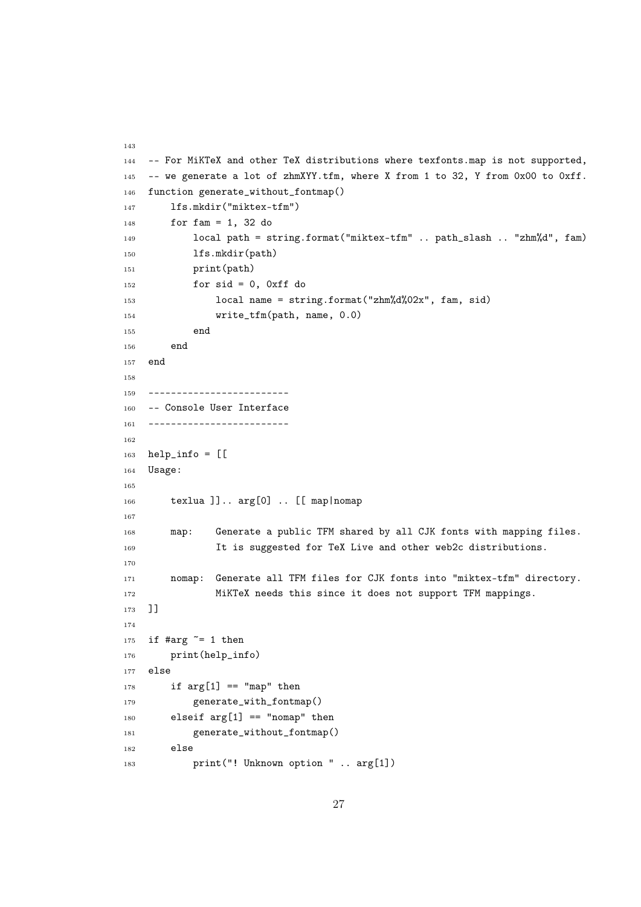```
-- For MiKTeX and other TeX distributions where texfonts.map is not supported,
-- we generate a lot of zhmXYY.tfm, where X from 1 to 32, Y from 0x00 to 0xff.
function generate_without_fontmap()
    lfs.mkdir("miktex-tfm")
    for fam = 1, 32 do
        local path = string.format("miktex-tfm" .. path_slash .. "zhm%d", fam)
        lfs.mkdir(path)
        print(path)
        for sid = 0, 0xff do
            local name = string.format("zhm%d%02x", fam, sid)
            write_tfm(path, name, 0.0)
        end
    end
end

-------------------------
-- Console User Interface
-------------------------

help_info = [[
Usage:

    texlua ]].. arg[0] .. [[ map|nomap

    map:    Generate a public TFM shared by all CJK fonts with mapping files.
            It is suggested for TeX Live and other web2c distributions.

    nomap:  Generate all TFM files for CJK fonts into "miktex-tfm" directory.
            MiKTeX needs this since it does not support TFM mappings.
]]

if #arg ~= 1 then
    print(help_info)
else
    if arg[1] == "map" then
        generate_with_fontmap()
    elseif arg[1] == "nomap" then
        generate_without_fontmap()
    else
        print("! Unknown option " .. arg[1])
```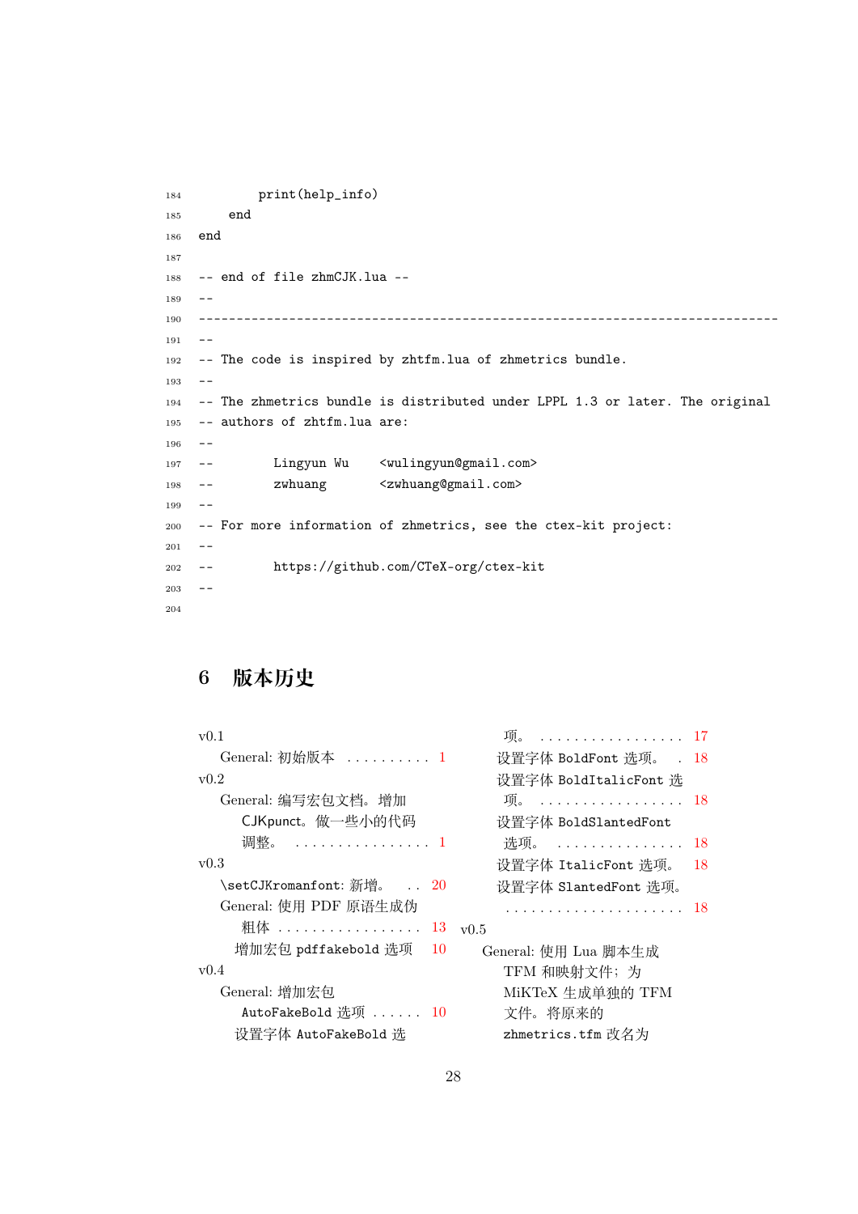```
184        print(help_info)
185    end
186 end
187
188 -- end of file zhmCJK.lua --
189 --
190 ----------------------------------------------------------------------------
191 --
192 -- The code is inspired by zhtfm.lua of zhmetrics bundle.
193 --
194 -- The zhmetrics bundle is distributed under LPPL 1.3 or later. The original
195 -- authors of zhtfm.lua are:
196 --
197 --        Lingyun Wu    <wulingyun@gmail.com>
198 --        zwhuang       <zwhuang@gmail.com>
199 --
200 -- For more information of zhmetrics, see the ctex-kit project:
201 --
202 --        https://github.com/CTeX-org/ctex-kit
203 --
204
```

## 6 版本历史

v0.1
- General: 初始版本 .......... 1

v0.2
- General: 编写宏包文档。增加 CJKpunct。做一些小的代码调整。 .......... 1

v0.3
- \setCJKromanfont: 新增。 .......... 20
- General: 使用 PDF 原语生成伪粗体 .......... 13
  - 增加宏包 pdffakebold 选项 .......... 10

v0.4
- General: 增加宏包 AutoFakeBold 选项 .......... 10
  - 设置字体 AutoFakeBold 选项。 .......... 17
  - 设置字体 BoldFont 选项。 .......... 18
  - 设置字体 BoldItalicFont 选项。 .......... 18
  - 设置字体 BoldSlantedFont 选项。 .......... 18
  - 设置字体 ItalicFont 选项。 .......... 18
  - 设置字体 SlantedFont 选项。 .......... 18

v0.5
- General: 使用 Lua 脚本生成 TFM 和映射文件；为 MiKTeX 生成单独的 TFM 文件。将原来的 zhmetrics.tfm 改名为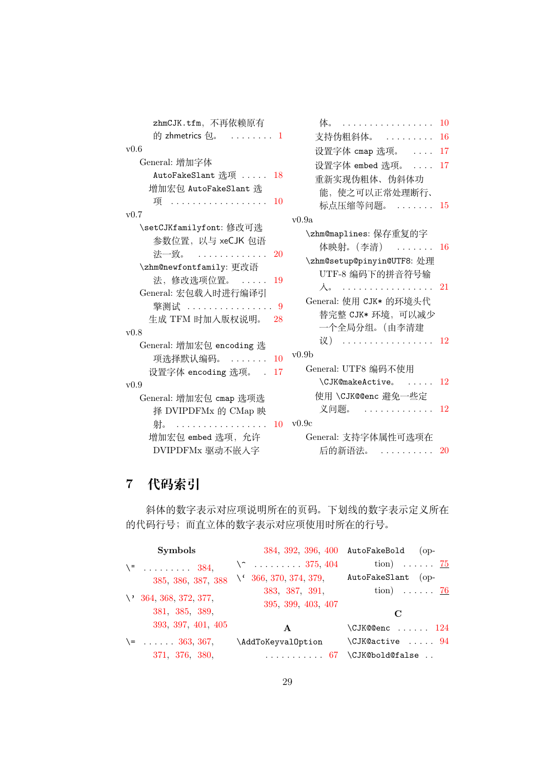zhmCJK.tfm，不再依赖原有的 zhmetrics 包。 . . . . . . . . 1

v0.6

General: 增加字体

AutoFakeSlant 选项 . . . . . 18

增加宏包 AutoFakeSlant 选项 . . . . . . . . . . . . . . . . . . 10

v0.7

\setCJKfamilyfont: 修改可选参数位置，以与 xeCJK 包语法一致。 . . . . . . . . . . . . . 20

\zhm@newfontfamily: 更改语法，修改选项位置。 . . . . . 19

General: 宏包载入时进行编译引擎测试 . . . . . . . . . . . . . . . . 9

生成 TFM 时加入版权说明。 28

v0.8

General: 增加宏包 encoding 选项选择默认编码。 . . . . . . . 10

设置字体 encoding 选项。 . 17

v0.9

General: 增加宏包 cmap 选项选择 DVIPDFMx 的 CMap 映射。 . . . . . . . . . . . . . . . . . . 10

增加宏包 embed 选项，允许 DVIPDFMx 驱动不嵌入字体。 . . . . . . . . . . . . . . . . . 10

支持伪粗斜体。 . . . . . . . . . 16

设置字体 cmap 选项。 . . . . 17

设置字体 embed 选项。 . . . . 17

重新实现伪粗体、伪斜体功能，使之可以正常处理断行、标点压缩等问题。 . . . . . . . 15

v0.9a

\zhm@maplines: 保存重复的字体映射。（李清） . . . . . . . 16

\zhm@setup@pinyin@UTF8: 处理 UTF-8 编码下的拼音符号输入。 . . . . . . . . . . . . . . . . . 21

General: 使用 CJK* 的环境头代替完整 CJK* 环境，可以减少一个全局分组。（由李清建议） . . . . . . . . . . . . . . . . . 12

v0.9b

General: UTF8 编码不使用 \CJK@makeActive。 . . . . . 12

使用 \CJK@@enc 避免一些定义问题。 . . . . . . . . . . . . . 12

v0.9c

General: 支持字体属性可选项在后的新语法。 . . . . . . . . . . 20

## 7 代码索引

斜体的数字表示对应项说明所在的页码。下划线的数字表示定义所在的代码行号；而直立体的数字表示对应项使用时所在的行号。

**Symbols**

\" . . . . . . . . . 384, 385, 386, 387, 388, 384, 392, 396, 400

\' 364, 368, 372, 377, 381, 385, 389, 393, 397, 401, 405

\= . . . . . . 363, 367, 371, 376, 380,

\^ . . . . . . . . . 375, 404

\` 366, 370, 374, 379, 383, 387, 391, 395, 399, 403, 407

**A**

\AddToKeyvalOption . . . . . . . . . . . 67

AutoFakeBold (option) . . . . . . 75

AutoFakeSlant (option) . . . . . . 76

**C**

\CJK@@enc . . . . . . 124

\CJK@active . . . . . 94

\CJK@bold@false . .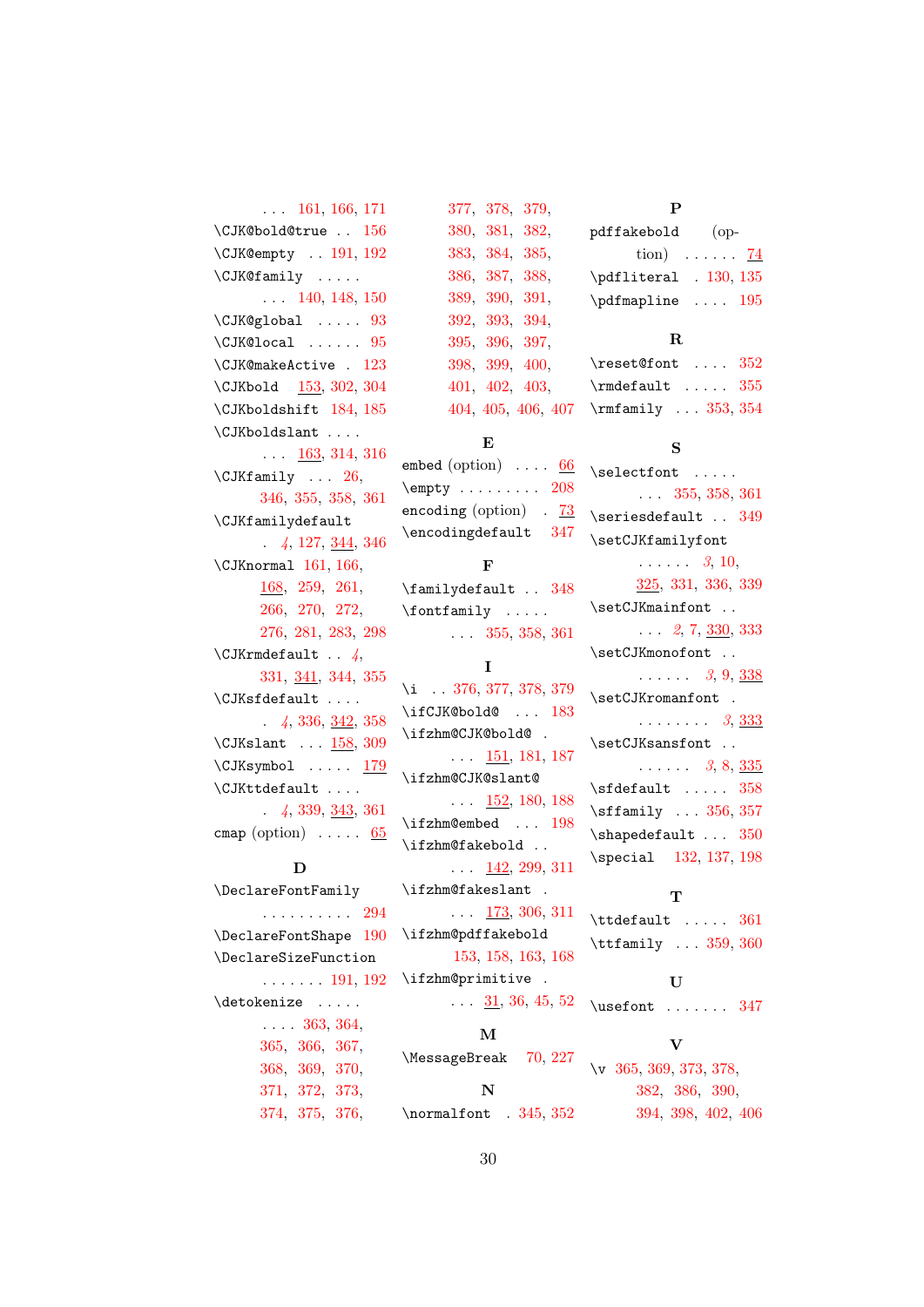. . . 161, 166, 171
\CJK@bold@true . . 156
\CJK@empty . . 191, 192
\CJK@family . . . . .
. . . 140, 148, 150
\CJK@global . . . . . 93
\CJK@local . . . . . . 95
\CJK@makeActive . 123
\CJKbold 153, 302, 304
\CJKboldshift 184, 185
\CJKboldslant . . . .
. . . 163, 314, 316
\CJKfamily . . . 26,
346, 355, 358, 361
\CJKfamilydefault
. *4*, 127, 344, 346
\CJKnormal 161, 166,
168, 259, 261,
266, 270, 272,
276, 281, 283, 298
\CJKrmdefault . . *4*,
331, 341, 344, 355
\CJKsfdefault . . . .
. *4*, 336, 342, 358
\CJKslant . . . 158, 309
\CJKsymbol . . . . . 179
\CJKttdefault . . . .
. *4*, 339, 343, 361
cmap (option) . . . . . 65

**D**

\DeclareFontFamily
. . . . . . . . . . 294
\DeclareFontShape 190
\DeclareSizeFunction
. . . . . . . 191, 192
\detokenize . . . . .
. . . . 363, 364,
365, 366, 367,
368, 369, 370,
371, 372, 373,
374, 375, 376,
377, 378, 379,
380, 381, 382,
383, 384, 385,
386, 387, 388,
389, 390, 391,
392, 393, 394,
395, 396, 397,
398, 399, 400,
401, 402, 403,
404, 405, 406, 407

**E**

embed (option) . . . . 66
\empty . . . . . . . . . 208
encoding (option) . 73
\encodingdefault 347

**F**

\familydefault . . 348
\fontfamily . . . . .
. . . 355, 358, 361

**I**

\i . . 376, 377, 378, 379
\ifCJK@bold@ . . . 183
\ifzhm@CJK@bold@ .
. . . 151, 181, 187
\ifzhm@CJK@slant@
. . . 152, 180, 188
\ifzhm@embed . . . 198
\ifzhm@fakebold . .
. . . 142, 299, 311
\ifzhm@fakeslant .
. . . 173, 306, 311
\ifzhm@pdffakebold
153, 158, 163, 168
\ifzhm@primitive .
. . . 31, 36, 45, 52

**M**

\MessageBreak 70, 227

**N**

\normalfont . 345, 352

**P**

pdffakebold (option) . . . . . . 74
\pdfliteral . 130, 135
\pdfmapline . . . . 195

**R**

\reset@font . . . . 352
\rmdefault . . . . . 355
\rmfamily . . . 353, 354

**S**

\selectfont . . . . .
. . . 355, 358, 361
\seriesdefault . . 349
\setCJKfamilyfont
. . . . . . *3*, 10,
325, 331, 336, 339
\setCJKmainfont . .
. . . *2*, 7, 330, 333
\setCJKmonofont . .
. . . . . . *3*, 9, 338
\setCJKromanfont .
. . . . . . . . *3*, 333
\setCJKsansfont . .
. . . . . . *3*, 8, 335
\sfdefault . . . . . 358
\sffamily . . . 356, 357
\shapedefault . . . 350
\special 132, 137, 198

**T**

\ttdefault . . . . . 361
\ttfamily . . . 359, 360

**U**

\usefont . . . . . . . 347

**V**

\v 365, 369, 373, 378,
382, 386, 390,
394, 398, 402, 406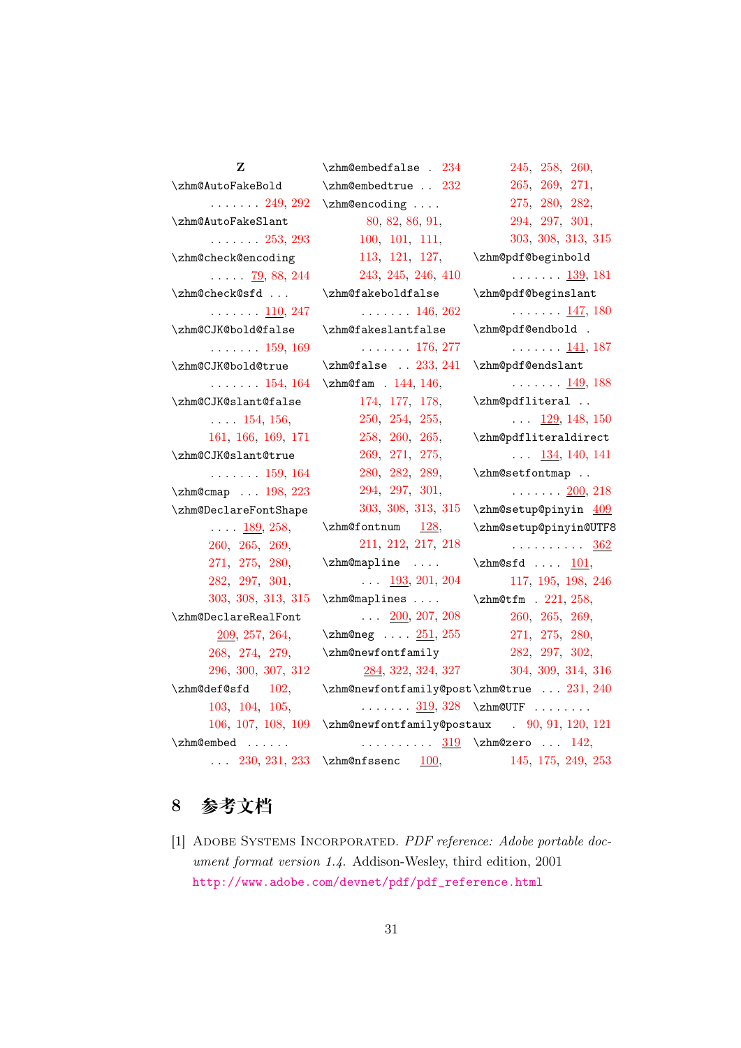**Z**

\zhm@AutoFakeBold . . . . . . . 249, 292
\zhm@AutoFakeSlant . . . . . . . 253, 293
\zhm@check@encoding . . . . . 79, 88, 244
\zhm@check@sfd . . . . . . . . . . 110, 247
\zhm@CJK@bold@false . . . . . . . 159, 169
\zhm@CJK@bold@true . . . . . . . 154, 164
\zhm@CJK@slant@false . . . . 154, 156, 161, 166, 169, 171
\zhm@CJK@slant@true . . . . . . . 159, 164
\zhm@cmap . . . 198, 223
\zhm@DeclareFontShape . . . . 189, 258, 260, 265, 269, 271, 275, 280, 282, 297, 301, 303, 308, 313, 315
\zhm@DeclareRealFont 209, 257, 264, 268, 274, 279, 296, 300, 307, 312
\zhm@def@sfd 102, 103, 104, 105, 106, 107, 108, 109
\zhm@embed . . . . . . . . . 230, 231, 233
\zhm@embedfalse . 234
\zhm@embedtrue . . 232
\zhm@encoding . . . . 80, 82, 86, 91, 100, 101, 111, 113, 121, 127, 243, 245, 246, 410
\zhm@fakeboldfalse . . . . . . . 146, 262
\zhm@fakeslantfalse . . . . . . . 176, 277
\zhm@false . . 233, 241
\zhm@fam . 144, 146, 174, 177, 178, 250, 254, 255, 258, 260, 265, 269, 271, 275, 280, 282, 289, 294, 297, 301, 303, 308, 313, 315
\zhm@fontnum 128, 211, 212, 217, 218
\zhm@mapline . . . . . . . 193, 201, 204
\zhm@maplines . . . . . . . 200, 207, 208
\zhm@neg . . . . 251, 255
\zhm@newfontfamily 284, 322, 324, 327
\zhm@newfontfamily@post . . . . . . . 319, 328
\zhm@newfontfamily@postaux . . . . . . . . . . 319
\zhm@nfssenc 100, 245, 258, 260, 265, 269, 271, 275, 280, 282, 294, 297, 301, 303, 308, 313, 315
\zhm@pdf@beginbold . . . . . . . 139, 181
\zhm@pdf@beginslant . . . . . . . 147, 180
\zhm@pdf@endbold . . . . . . . . 141, 187
\zhm@pdf@endslant . . . . . . . 149, 188
\zhm@pdfliteral . . . . . 129, 148, 150
\zhm@pdfliteraldirect . . . 134, 140, 141
\zhm@setfontmap . . . . . . . . . 200, 218
\zhm@setup@pinyin 409
\zhm@setup@pinyin@UTF8 . . . . . . . . . . 362
\zhm@sfd . . . . 101, 117, 195, 198, 246
\zhm@tfm . 221, 258, 260, 265, 269, 271, 275, 280, 282, 297, 302, 304, 309, 314, 316
\zhm@true . . . 231, 240
\zhm@UTF . . . . . . . . 90, 91, 120, 121
\zhm@zero . . . 142, 145, 175, 249, 253

## 8 参考文档

[1] Adobe Systems Incorporated. *PDF reference: Adobe portable document format version 1.4.* Addison-Wesley, third edition, 2001 http://www.adobe.com/devnet/pdf/pdf_reference.html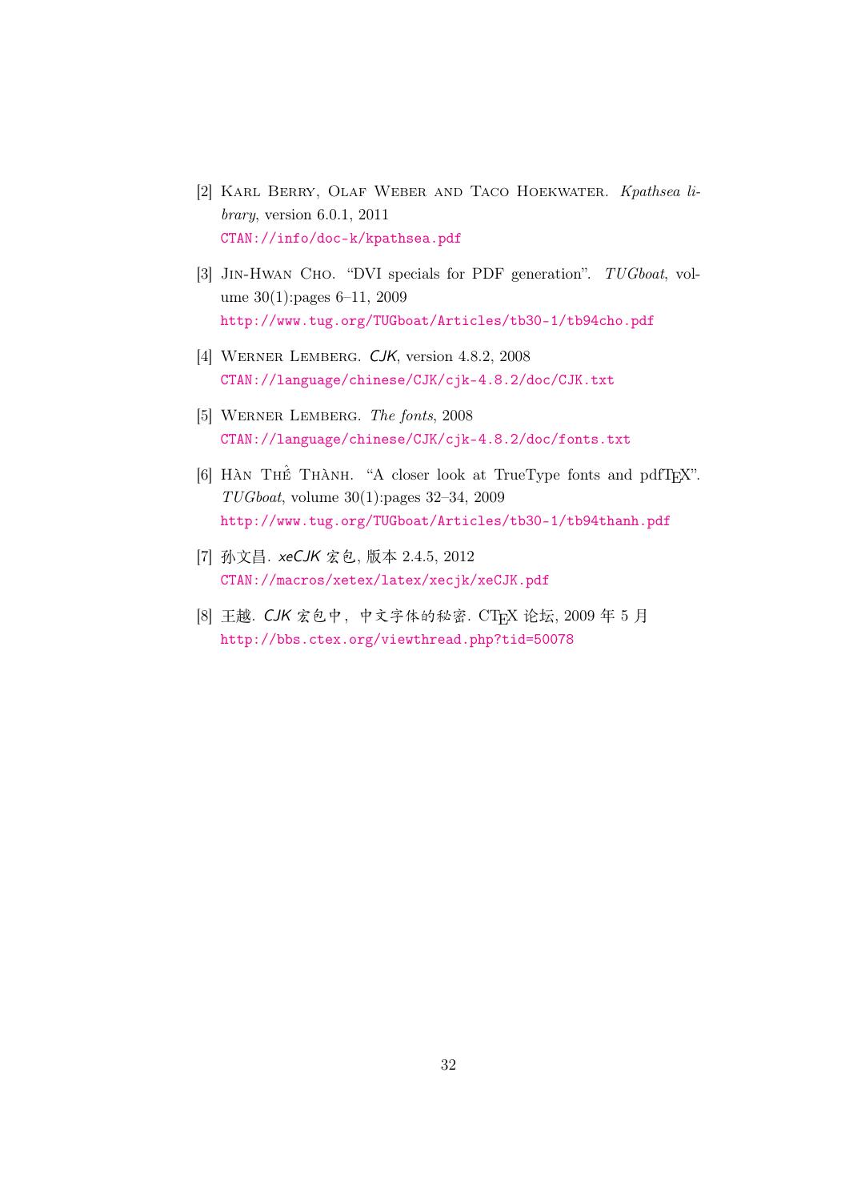[2] Karl Berry, Olaf Weber and Taco Hoekwater. *Kpathsea library*, version 6.0.1, 2011
CTAN://info/doc-k/kpathsea.pdf

[3] Jin-Hwan Cho. "DVI specials for PDF generation". *TUGboat*, volume 30(1):pages 6–11, 2009
http://www.tug.org/TUGboat/Articles/tb30-1/tb94cho.pdf

[4] Werner Lemberg. *CJK*, version 4.8.2, 2008
CTAN://language/chinese/CJK/cjk-4.8.2/doc/CJK.txt

[5] Werner Lemberg. *The fonts*, 2008
CTAN://language/chinese/CJK/cjk-4.8.2/doc/fonts.txt

[6] Hàn Thế Thành. "A closer look at TrueType fonts and pdfTEX". *TUGboat*, volume 30(1):pages 32–34, 2009
http://www.tug.org/TUGboat/Articles/tb30-1/tb94thanh.pdf

[7] 孙文昌. *xeCJK* 宏包, 版本 2.4.5, 2012
CTAN://macros/xetex/latex/xecjk/xeCJK.pdf

[8] 王越. *CJK* 宏包中，中文字体的秘密. CTEX 论坛, 2009 年 5 月
http://bbs.ctex.org/viewthread.php?tid=50078